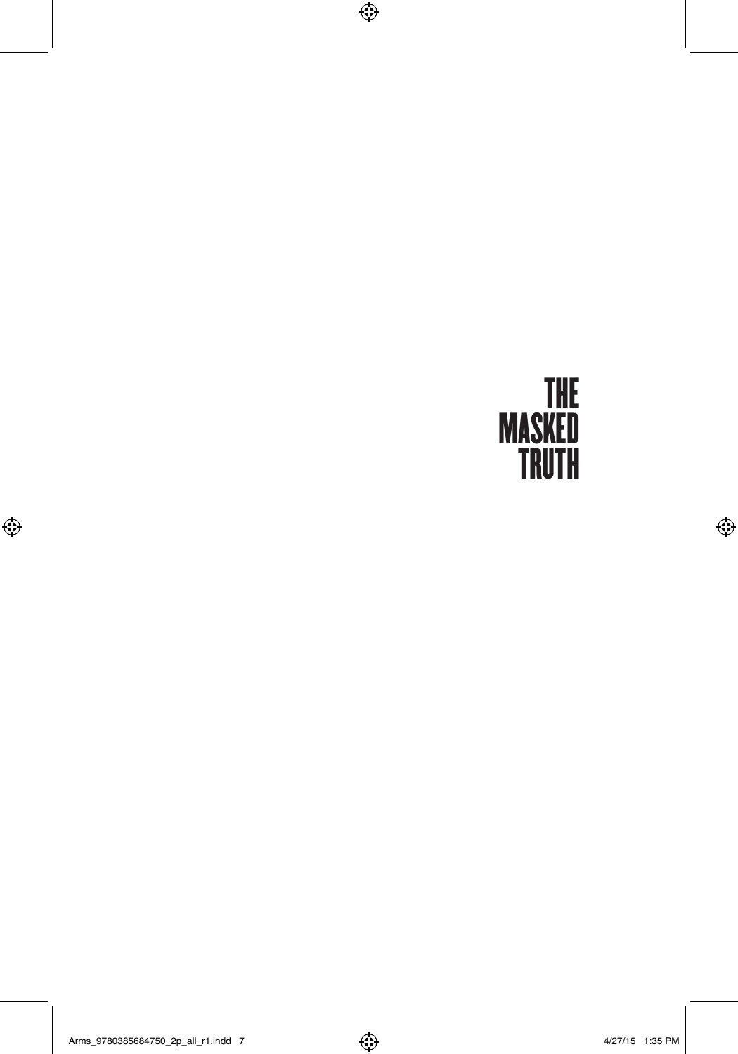# THE MASKED TRUTH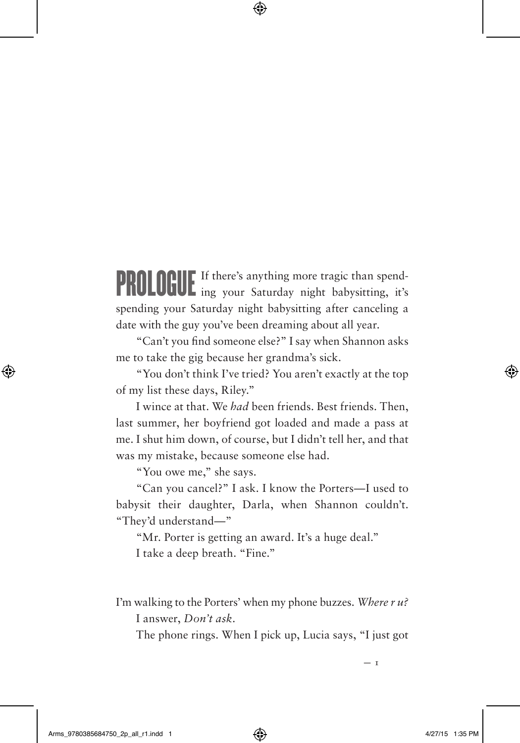# PROLOGUE

If there's anything more tragic than spending your Saturday night babysitting, it's spending your Saturday night babysitting after canceling a date with the guy you've been dreaming about all year.

"Can't you find someone else?" I say when Shannon asks me to take the gig because her grandma's sick.

"You don't think I've tried? You aren't exactly at the top of my list these days, Riley."

I wince at that. We *had* been friends. Best friends. Then, last summer, her boyfriend got loaded and made a pass at me. I shut him down, of course, but I didn't tell her, and that was my mistake, because someone else had.

"You owe me," she says.

"Can you cancel?" I ask. I know the Porters—I used to babysit their daughter, Darla, when Shannon couldn't. "They'd understand—"

"Mr. Porter is getting an award. It's a huge deal."

I take a deep breath. "Fine."

I'm walking to the Porters' when my phone buzzes. *Where r u?*

I answer, *Don't ask*.

The phone rings. When I pick up, Lucia says, "I just got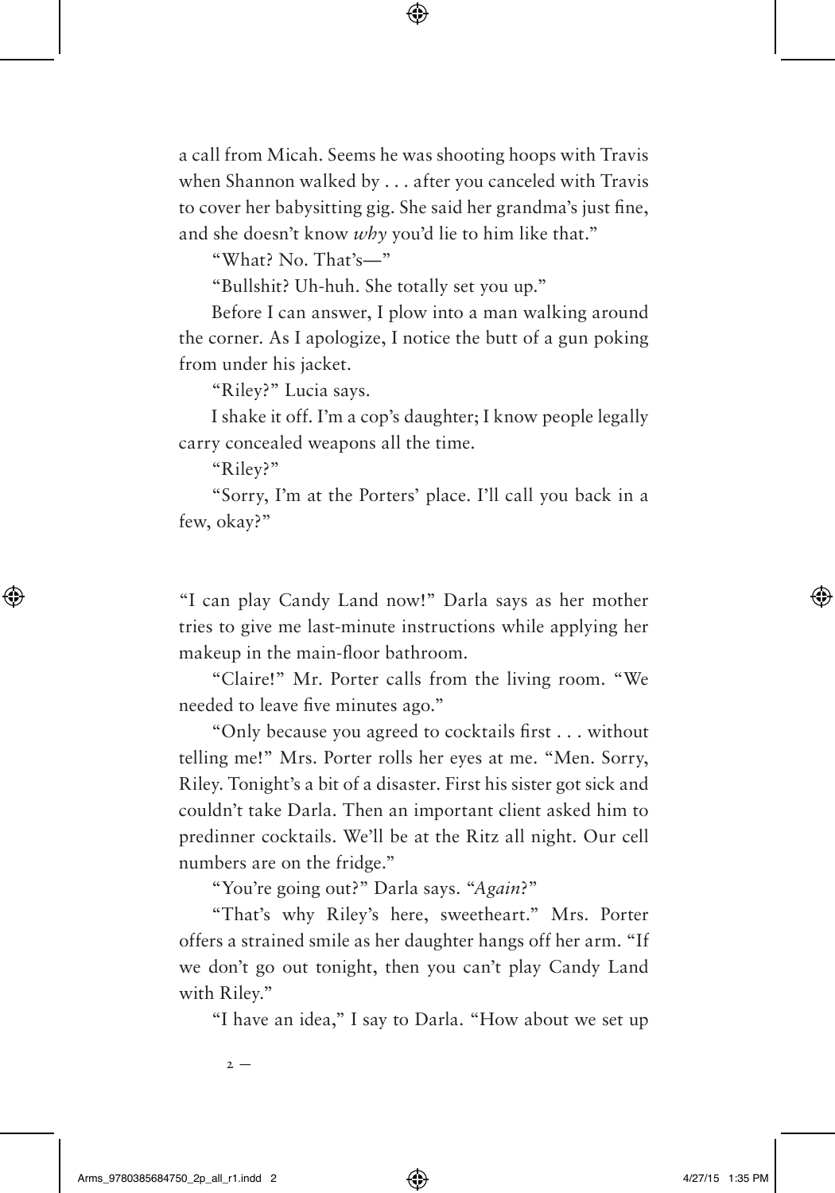a call from Micah. Seems he was shooting hoops with Travis when Shannon walked by . . . after you canceled with Travis to cover her babysitting gig. She said her grandma's just fine, and she doesn't know *why* you'd lie to him like that."

"What? No. That's—"

"Bullshit? Uh-huh. She totally set you up."

Before I can answer, I plow into a man walking around the corner. As I apologize, I notice the butt of a gun poking from under his jacket.

"Riley?" Lucia says.

I shake it off. I'm a cop's daughter; I know people legally carry concealed weapons all the time.

"Riley?"

"Sorry, I'm at the Porters' place. I'll call you back in a few, okay?"

"I can play Candy Land now!" Darla says as her mother tries to give me last-minute instructions while applying her makeup in the main-floor bathroom.

"Claire!" Mr. Porter calls from the living room. "We needed to leave five minutes ago."

"Only because you agreed to cocktails first . . . without telling me!" Mrs. Porter rolls her eyes at me. "Men. Sorry, Riley. Tonight's a bit of a disaster. First his sister got sick and couldn't take Darla. Then an important client asked him to predinner cocktails. We'll be at the Ritz all night. Our cell numbers are on the fridge."

"You're going out?" Darla says. "*Again*?"

"That's why Riley's here, sweetheart." Mrs. Porter offers a strained smile as her daughter hangs off her arm. "If we don't go out tonight, then you can't play Candy Land with Riley."

"I have an idea," I say to Darla. "How about we set up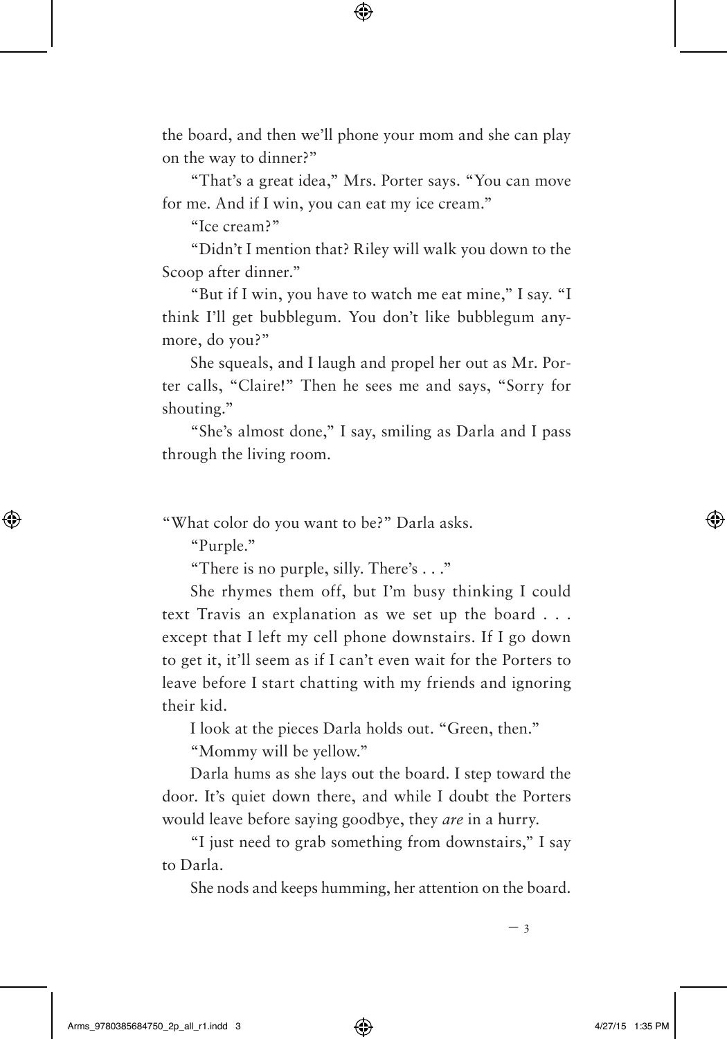the board, and then we'll phone your mom and she can play on the way to dinner?"

"That's a great idea," Mrs. Porter says. "You can move for me. And if I win, you can eat my ice cream."

"Ice cream?"

"Didn't I mention that? Riley will walk you down to the Scoop after dinner."

"But if I win, you have to watch me eat mine," I say. "I think I'll get bubblegum. You don't like bubblegum anymore, do you?"

She squeals, and I laugh and propel her out as Mr. Porter calls, "Claire!" Then he sees me and says, "Sorry for shouting."

"She's almost done," I say, smiling as Darla and I pass through the living room.

"What color do you want to be?" Darla asks.

"Purple."

"There is no purple, silly. There's . . ."

She rhymes them off, but I'm busy thinking I could text Travis an explanation as we set up the board . . . except that I left my cell phone downstairs. If I go down to get it, it'll seem as if I can't even wait for the Porters to leave before I start chatting with my friends and ignoring their kid.

I look at the pieces Darla holds out. "Green, then."

"Mommy will be yellow."

Darla hums as she lays out the board. I step toward the door. It's quiet down there, and while I doubt the Porters would leave before saying goodbye, they *are* in a hurry.

"I just need to grab something from downstairs," I say to Darla.

She nods and keeps humming, her attention on the board.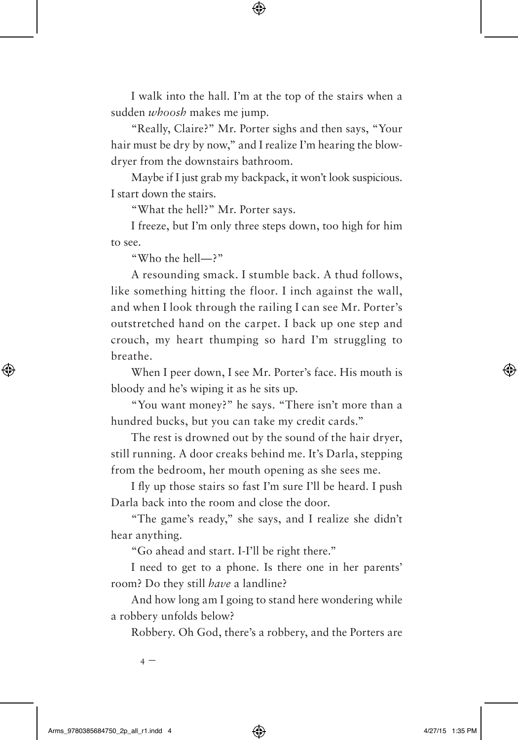I walk into the hall. I'm at the top of the stairs when a sudden *whoosh* makes me jump.

"Really, Claire?" Mr. Porter sighs and then says, "Your hair must be dry by now," and I realize I'm hearing the blow-dryer from the downstairs bathroom.

Maybe if I just grab my backpack, it won't look suspicious. I start down the stairs.

"What the hell?" Mr. Porter says.

I freeze, but I'm only three steps down, too high for him to see.

"Who the hell—?"

A resounding smack. I stumble back. A thud follows, like something hitting the floor. I inch against the wall, and when I look through the railing I can see Mr. Porter's outstretched hand on the carpet. I back up one step and crouch, my heart thumping so hard I'm struggling to breathe.

When I peer down, I see Mr. Porter's face. His mouth is bloody and he's wiping it as he sits up.

"You want money?" he says. "There isn't more than a hundred bucks, but you can take my credit cards."

The rest is drowned out by the sound of the hair dryer, still running. A door creaks behind me. It's Darla, stepping from the bedroom, her mouth opening as she sees me.

I fly up those stairs so fast I'm sure I'll be heard. I push Darla back into the room and close the door.

"The game's ready," she says, and I realize she didn't hear anything.

"Go ahead and start. I-I'll be right there."

I need to get to a phone. Is there one in her parents' room? Do they still *have* a landline?

And how long am I going to stand here wondering while a robbery unfolds below?

Robbery. Oh God, there's a robbery, and the Porters are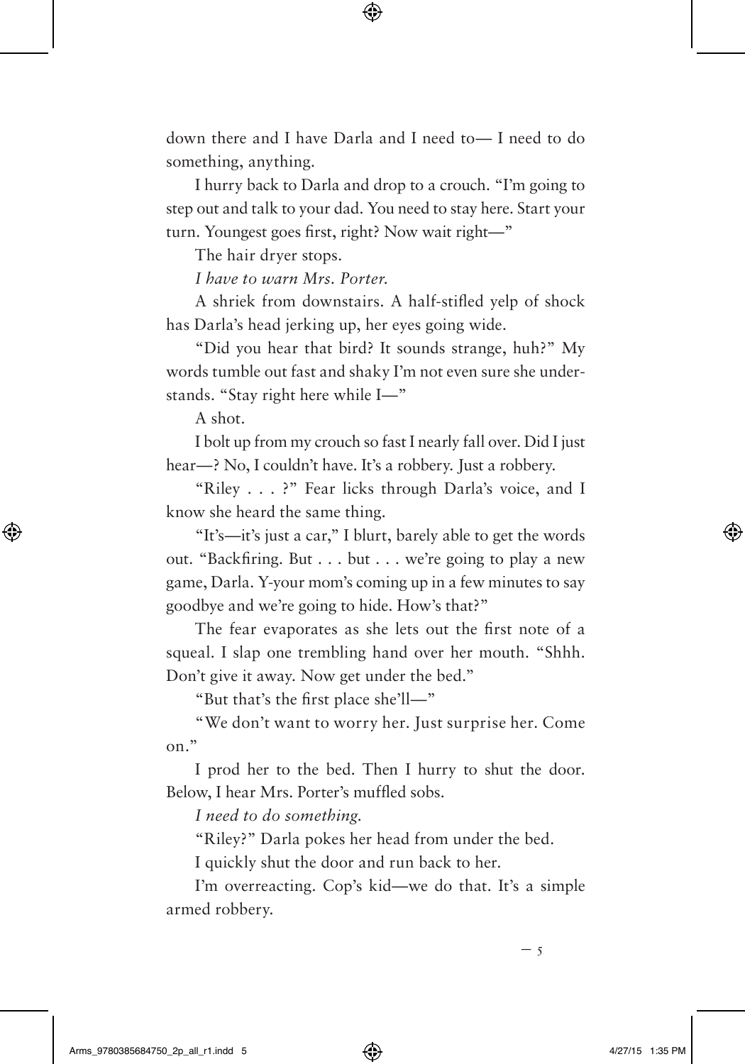down there and I have Darla and I need to— I need to do something, anything.

I hurry back to Darla and drop to a crouch. "I'm going to step out and talk to your dad. You need to stay here. Start your turn. Youngest goes first, right? Now wait right—"

The hair dryer stops.

*I have to warn Mrs. Porter.*

A shriek from downstairs. A half-stifled yelp of shock has Darla's head jerking up, her eyes going wide.

"Did you hear that bird? It sounds strange, huh?" My words tumble out fast and shaky I'm not even sure she understands. "Stay right here while I—"

A shot.

I bolt up from my crouch so fast I nearly fall over. Did I just hear—? No, I couldn't have. It's a robbery. Just a robbery.

"Riley . . . ?" Fear licks through Darla's voice, and I know she heard the same thing.

"It's—it's just a car," I blurt, barely able to get the words out. "Backfiring. But . . . but . . . we're going to play a new game, Darla. Y-your mom's coming up in a few minutes to say goodbye and we're going to hide. How's that?"

The fear evaporates as she lets out the first note of a squeal. I slap one trembling hand over her mouth. "Shhh. Don't give it away. Now get under the bed."

"But that's the first place she'll—"

"We don't want to worry her. Just surprise her. Come on."

I prod her to the bed. Then I hurry to shut the door. Below, I hear Mrs. Porter's muffled sobs.

*I need to do something.*

"Riley?" Darla pokes her head from under the bed.

I quickly shut the door and run back to her.

I'm overreacting. Cop's kid—we do that. It's a simple armed robbery.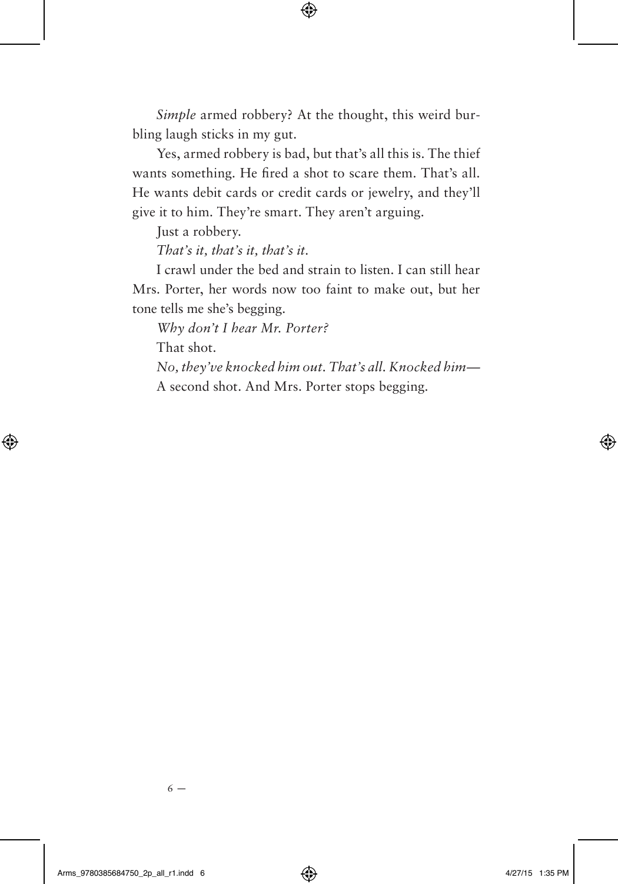*Simple* armed robbery? At the thought, this weird burbling laugh sticks in my gut.

Yes, armed robbery is bad, but that's all this is. The thief wants something. He fired a shot to scare them. That's all. He wants debit cards or credit cards or jewelry, and they'll give it to him. They're smart. They aren't arguing.

Just a robbery.

*That's it, that's it, that's it.*

I crawl under the bed and strain to listen. I can still hear Mrs. Porter, her words now too faint to make out, but her tone tells me she's begging.

*Why don't I hear Mr. Porter?*

That shot.

*No, they've knocked him out. That's all. Knocked him—*

A second shot. And Mrs. Porter stops begging.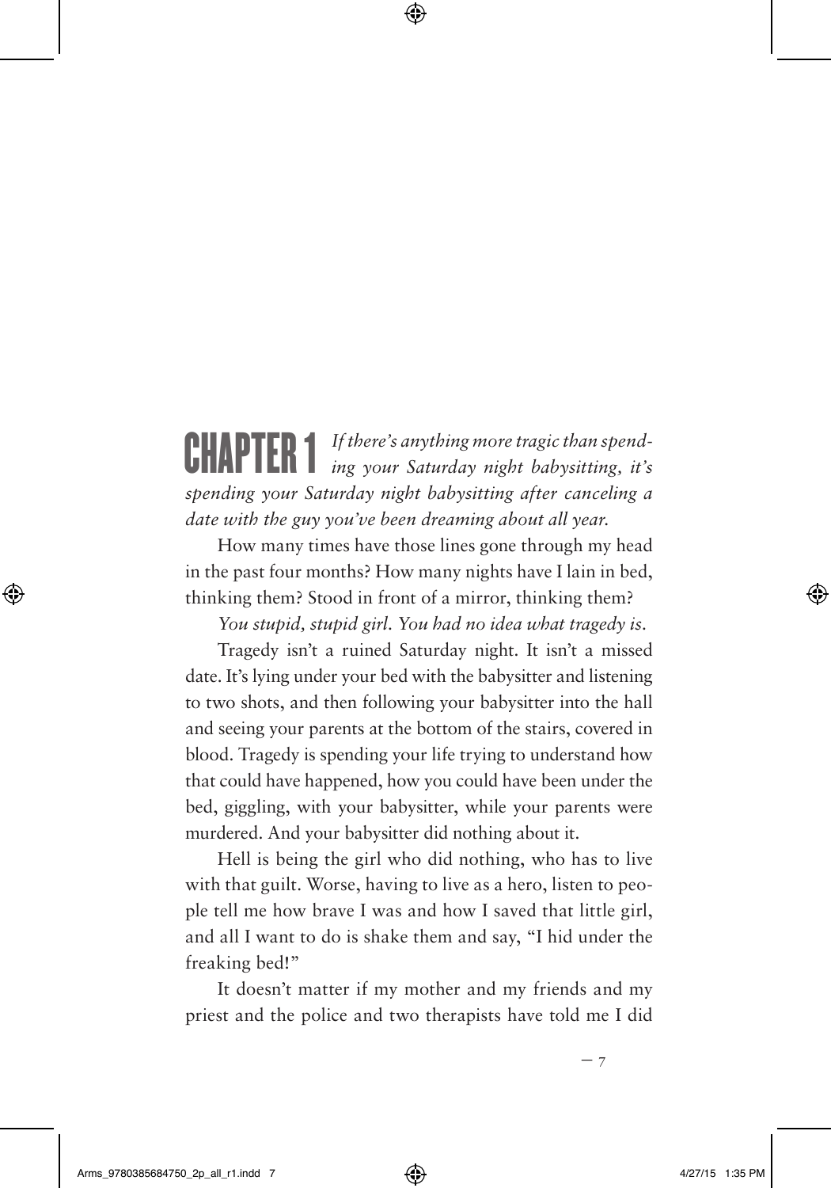# CHAPTER 1

*If there's anything more tragic than spending your Saturday night babysitting, it's spending your Saturday night babysitting after canceling a date with the guy you've been dreaming about all year.*

How many times have those lines gone through my head in the past four months? How many nights have I lain in bed, thinking them? Stood in front of a mirror, thinking them?

*You stupid, stupid girl. You had no idea what tragedy is.*

Tragedy isn't a ruined Saturday night. It isn't a missed date. It's lying under your bed with the babysitter and listening to two shots, and then following your babysitter into the hall and seeing your parents at the bottom of the stairs, covered in blood. Tragedy is spending your life trying to understand how that could have happened, how you could have been under the bed, giggling, with your babysitter, while your parents were murdered. And your babysitter did nothing about it.

Hell is being the girl who did nothing, who has to live with that guilt. Worse, having to live as a hero, listen to people tell me how brave I was and how I saved that little girl, and all I want to do is shake them and say, "I hid under the freaking bed!"

It doesn't matter if my mother and my friends and my priest and the police and two therapists have told me I did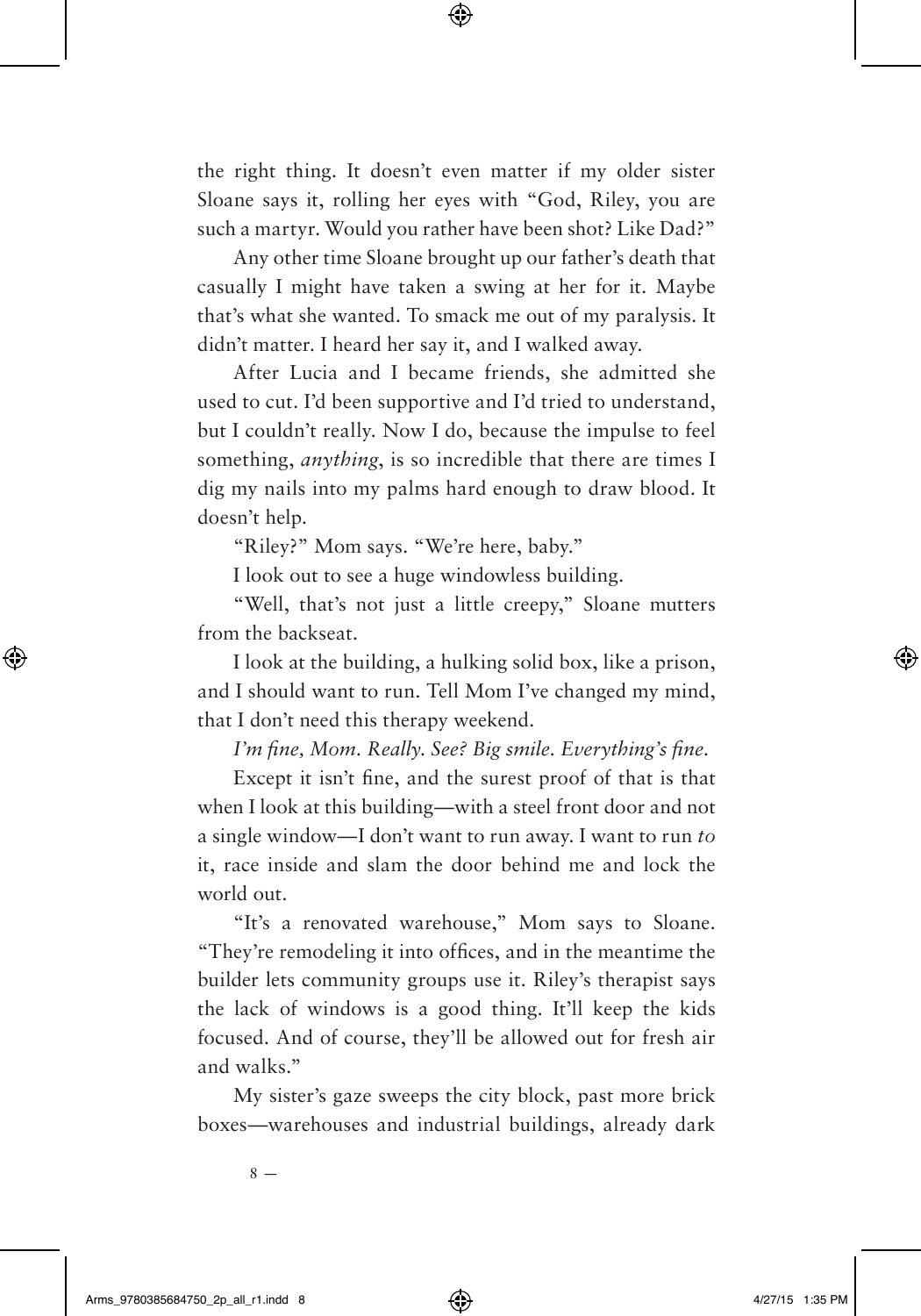the right thing. It doesn't even matter if my older sister Sloane says it, rolling her eyes with "God, Riley, you are such a martyr. Would you rather have been shot? Like Dad?"

Any other time Sloane brought up our father's death that casually I might have taken a swing at her for it. Maybe that's what she wanted. To smack me out of my paralysis. It didn't matter. I heard her say it, and I walked away.

After Lucia and I became friends, she admitted she used to cut. I'd been supportive and I'd tried to understand, but I couldn't really. Now I do, because the impulse to feel something, *anything*, is so incredible that there are times I dig my nails into my palms hard enough to draw blood. It doesn't help.

"Riley?" Mom says. "We're here, baby."

I look out to see a huge windowless building.

"Well, that's not just a little creepy," Sloane mutters from the backseat.

I look at the building, a hulking solid box, like a prison, and I should want to run. Tell Mom I've changed my mind, that I don't need this therapy weekend.

*I'm fine, Mom. Really. See? Big smile. Everything's fine.*

Except it isn't fine, and the surest proof of that is that when I look at this building—with a steel front door and not a single window—I don't want to run away. I want to run *to* it, race inside and slam the door behind me and lock the world out.

"It's a renovated warehouse," Mom says to Sloane. "They're remodeling it into offices, and in the meantime the builder lets community groups use it. Riley's therapist says the lack of windows is a good thing. It'll keep the kids focused. And of course, they'll be allowed out for fresh air and walks."

My sister's gaze sweeps the city block, past more brick boxes—warehouses and industrial buildings, already dark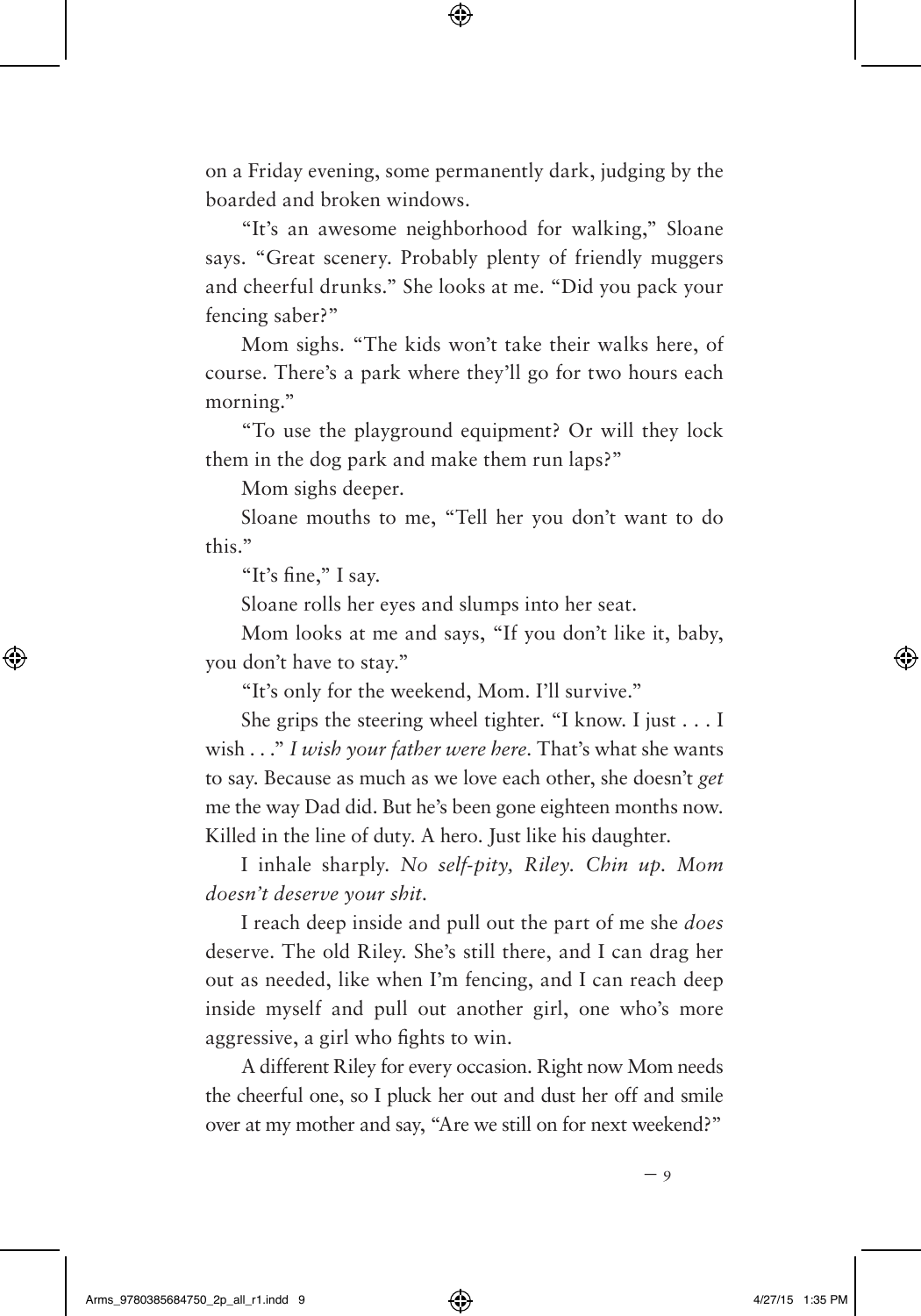on a Friday evening, some permanently dark, judging by the boarded and broken windows.

"It's an awesome neighborhood for walking," Sloane says. "Great scenery. Probably plenty of friendly muggers and cheerful drunks." She looks at me. "Did you pack your fencing saber?"

Mom sighs. "The kids won't take their walks here, of course. There's a park where they'll go for two hours each morning."

"To use the playground equipment? Or will they lock them in the dog park and make them run laps?"

Mom sighs deeper.

Sloane mouths to me, "Tell her you don't want to do this."

"It's fine," I say.

Sloane rolls her eyes and slumps into her seat.

Mom looks at me and says, "If you don't like it, baby, you don't have to stay."

"It's only for the weekend, Mom. I'll survive."

She grips the steering wheel tighter. "I know. I just . . . I wish . . ." *I wish your father were here.* That's what she wants to say. Because as much as we love each other, she doesn't *get* me the way Dad did. But he's been gone eighteen months now. Killed in the line of duty. A hero. Just like his daughter.

I inhale sharply. *No self-pity, Riley. Chin up. Mom doesn't deserve your shit.*

I reach deep inside and pull out the part of me she *does* deserve. The old Riley. She's still there, and I can drag her out as needed, like when I'm fencing, and I can reach deep inside myself and pull out another girl, one who's more aggressive, a girl who fights to win.

A different Riley for every occasion. Right now Mom needs the cheerful one, so I pluck her out and dust her off and smile over at my mother and say, "Are we still on for next weekend?"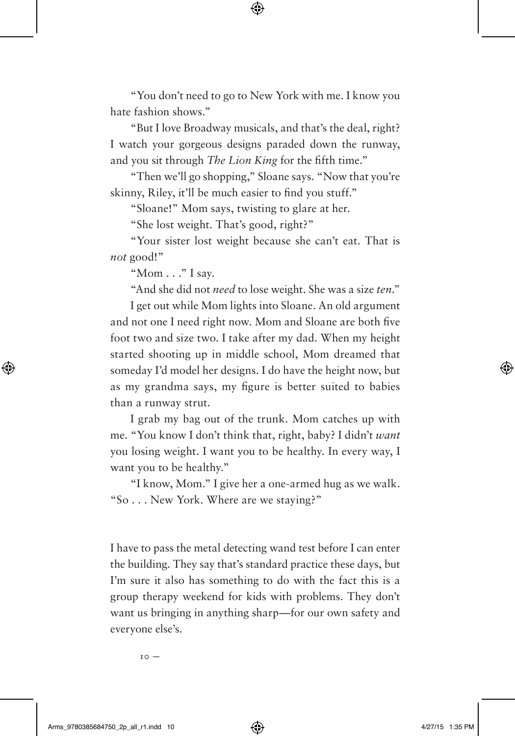"You don't need to go to New York with me. I know you hate fashion shows."

"But I love Broadway musicals, and that's the deal, right? I watch your gorgeous designs paraded down the runway, and you sit through *The Lion King* for the fifth time."

"Then we'll go shopping," Sloane says. "Now that you're skinny, Riley, it'll be much easier to find you stuff."

"Sloane!" Mom says, twisting to glare at her.

"She lost weight. That's good, right?"

"Your sister lost weight because she can't eat. That is *not* good!"

"Mom . . ." I say.

"And she did not *need* to lose weight. She was a size *ten*."

I get out while Mom lights into Sloane. An old argument and not one I need right now. Mom and Sloane are both five foot two and size two. I take after my dad. When my height started shooting up in middle school, Mom dreamed that someday I'd model her designs. I do have the height now, but as my grandma says, my figure is better suited to babies than a runway strut.

I grab my bag out of the trunk. Mom catches up with me. "You know I don't think that, right, baby? I didn't *want* you losing weight. I want you to be healthy. In every way, I want you to be healthy."

"I know, Mom." I give her a one-armed hug as we walk. "So . . . New York. Where are we staying?"

I have to pass the metal detecting wand test before I can enter the building. They say that's standard practice these days, but I'm sure it also has something to do with the fact this is a group therapy weekend for kids with problems. They don't want us bringing in anything sharp—for our own safety and everyone else's.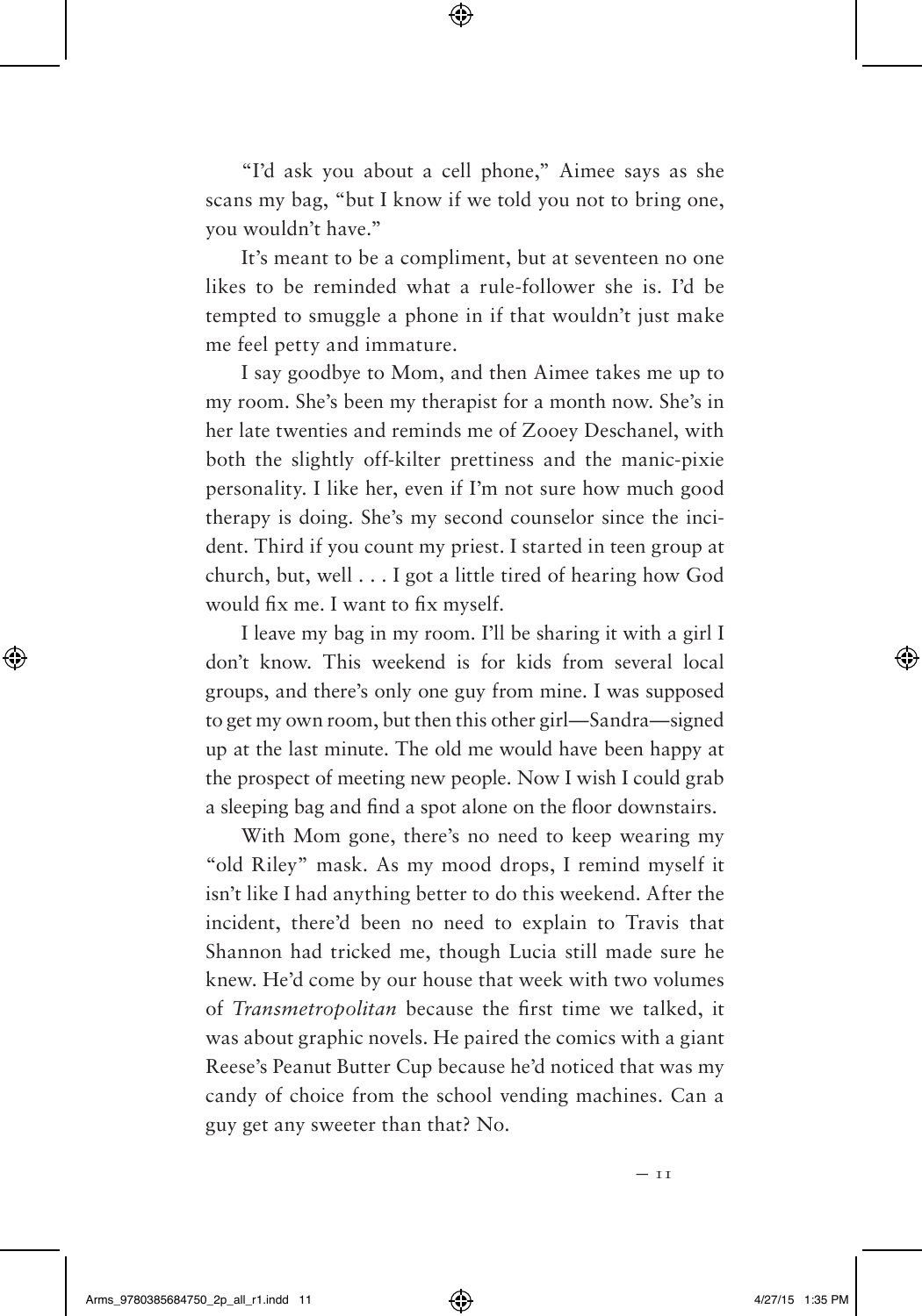"I'd ask you about a cell phone," Aimee says as she scans my bag, "but I know if we told you not to bring one, you wouldn't have."

It's meant to be a compliment, but at seventeen no one likes to be reminded what a rule-follower she is. I'd be tempted to smuggle a phone in if that wouldn't just make me feel petty and immature.

I say goodbye to Mom, and then Aimee takes me up to my room. She's been my therapist for a month now. She's in her late twenties and reminds me of Zooey Deschanel, with both the slightly off-kilter prettiness and the manic-pixie personality. I like her, even if I'm not sure how much good therapy is doing. She's my second counselor since the incident. Third if you count my priest. I started in teen group at church, but, well . . . I got a little tired of hearing how God would fix me. I want to fix myself.

I leave my bag in my room. I'll be sharing it with a girl I don't know. This weekend is for kids from several local groups, and there's only one guy from mine. I was supposed to get my own room, but then this other girl—Sandra—signed up at the last minute. The old me would have been happy at the prospect of meeting new people. Now I wish I could grab a sleeping bag and find a spot alone on the floor downstairs.

With Mom gone, there's no need to keep wearing my "old Riley" mask. As my mood drops, I remind myself it isn't like I had anything better to do this weekend. After the incident, there'd been no need to explain to Travis that Shannon had tricked me, though Lucia still made sure he knew. He'd come by our house that week with two volumes of *Transmetropolitan* because the first time we talked, it was about graphic novels. He paired the comics with a giant Reese's Peanut Butter Cup because he'd noticed that was my candy of choice from the school vending machines. Can a guy get any sweeter than that? No.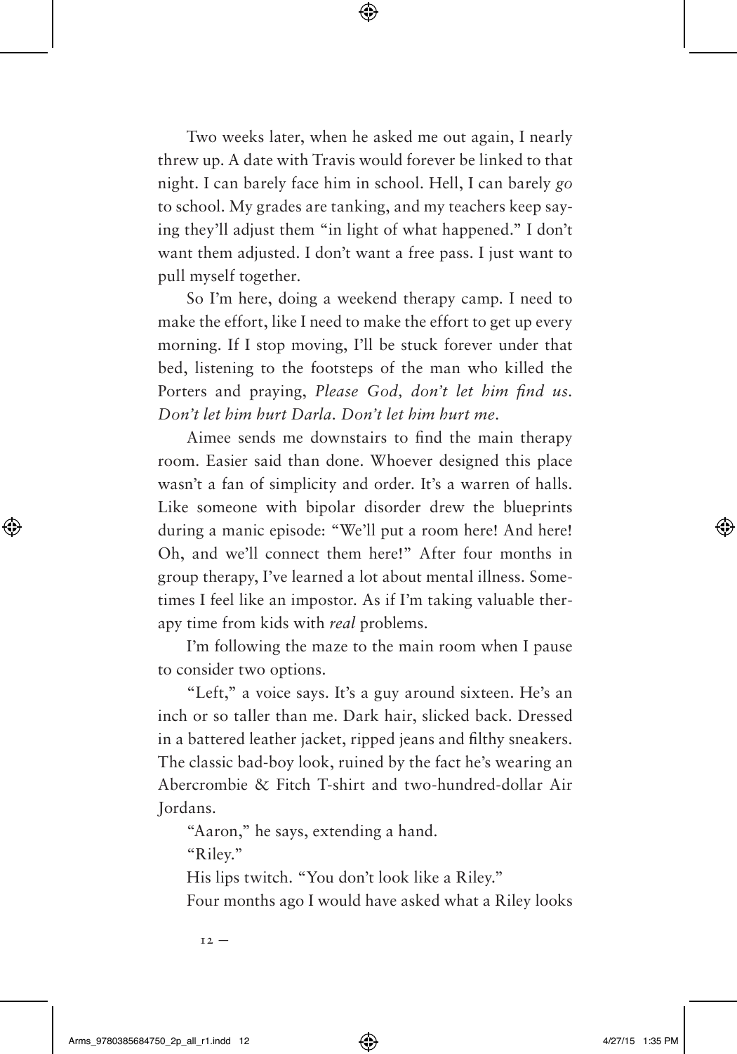Two weeks later, when he asked me out again, I nearly threw up. A date with Travis would forever be linked to that night. I can barely face him in school. Hell, I can barely *go* to school. My grades are tanking, and my teachers keep saying they'll adjust them "in light of what happened." I don't want them adjusted. I don't want a free pass. I just want to pull myself together.

So I'm here, doing a weekend therapy camp. I need to make the effort, like I need to make the effort to get up every morning. If I stop moving, I'll be stuck forever under that bed, listening to the footsteps of the man who killed the Porters and praying, *Please God, don't let him find us. Don't let him hurt Darla. Don't let him hurt me.*

Aimee sends me downstairs to find the main therapy room. Easier said than done. Whoever designed this place wasn't a fan of simplicity and order. It's a warren of halls. Like someone with bipolar disorder drew the blueprints during a manic episode: "We'll put a room here! And here! Oh, and we'll connect them here!" After four months in group therapy, I've learned a lot about mental illness. Sometimes I feel like an impostor. As if I'm taking valuable therapy time from kids with *real* problems.

I'm following the maze to the main room when I pause to consider two options.

"Left," a voice says. It's a guy around sixteen. He's an inch or so taller than me. Dark hair, slicked back. Dressed in a battered leather jacket, ripped jeans and filthy sneakers. The classic bad-boy look, ruined by the fact he's wearing an Abercrombie & Fitch T-shirt and two-hundred-dollar Air Jordans.

"Aaron," he says, extending a hand.

"Riley."

His lips twitch. "You don't look like a Riley."

Four months ago I would have asked what a Riley looks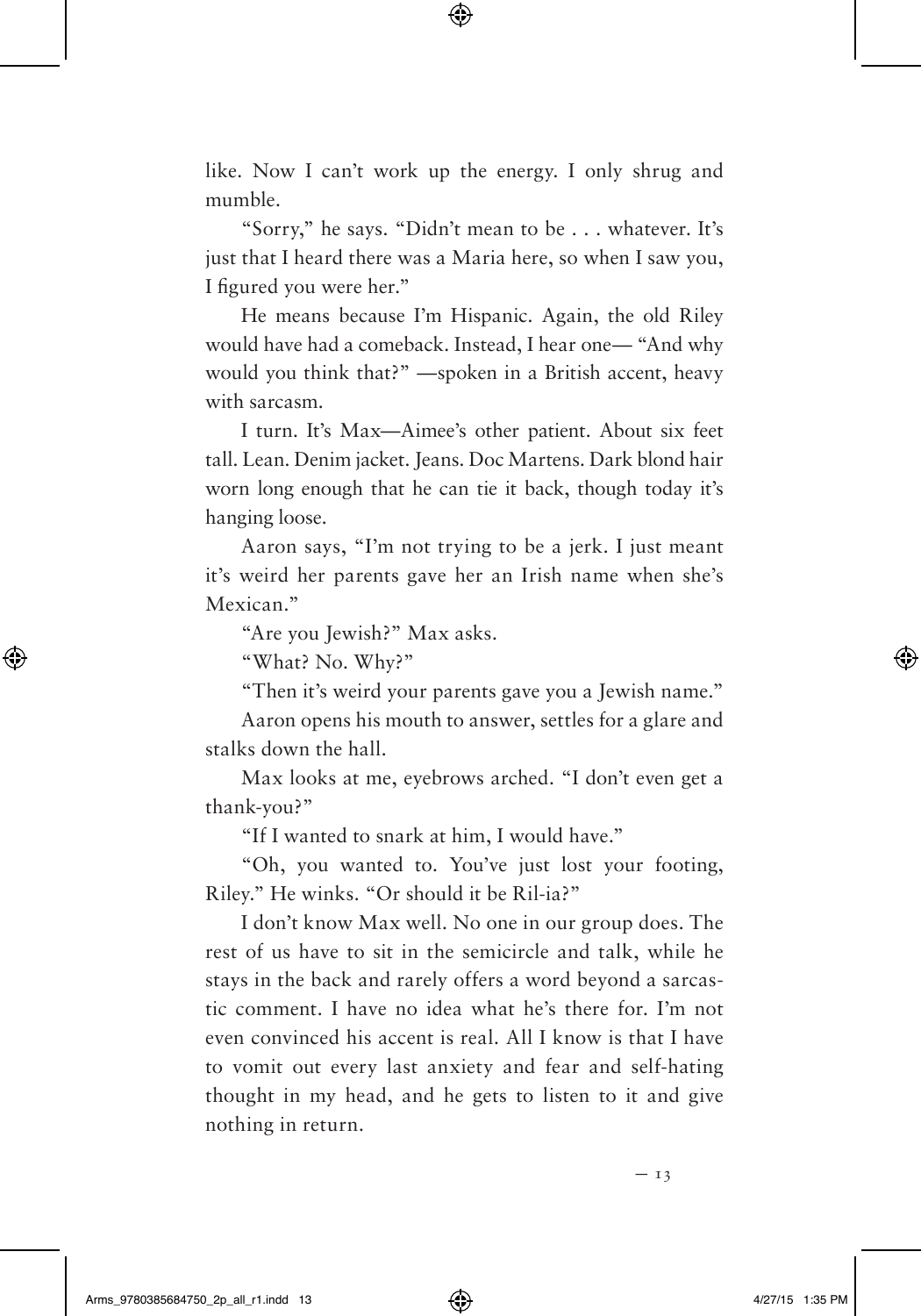like. Now I can't work up the energy. I only shrug and mumble.

"Sorry," he says. "Didn't mean to be . . . whatever. It's just that I heard there was a Maria here, so when I saw you, I figured you were her."

He means because I'm Hispanic. Again, the old Riley would have had a comeback. Instead, I hear one— "And why would you think that?" —spoken in a British accent, heavy with sarcasm.

I turn. It's Max—Aimee's other patient. About six feet tall. Lean. Denim jacket. Jeans. Doc Martens. Dark blond hair worn long enough that he can tie it back, though today it's hanging loose.

Aaron says, "I'm not trying to be a jerk. I just meant it's weird her parents gave her an Irish name when she's Mexican."

"Are you Jewish?" Max asks.

"What? No. Why?"

"Then it's weird your parents gave you a Jewish name."

Aaron opens his mouth to answer, settles for a glare and stalks down the hall.

Max looks at me, eyebrows arched. "I don't even get a thank-you?"

"If I wanted to snark at him, I would have."

"Oh, you wanted to. You've just lost your footing, Riley." He winks. "Or should it be Ril-ia?"

I don't know Max well. No one in our group does. The rest of us have to sit in the semicircle and talk, while he stays in the back and rarely offers a word beyond a sarcastic comment. I have no idea what he's there for. I'm not even convinced his accent is real. All I know is that I have to vomit out every last anxiety and fear and self-hating thought in my head, and he gets to listen to it and give nothing in return.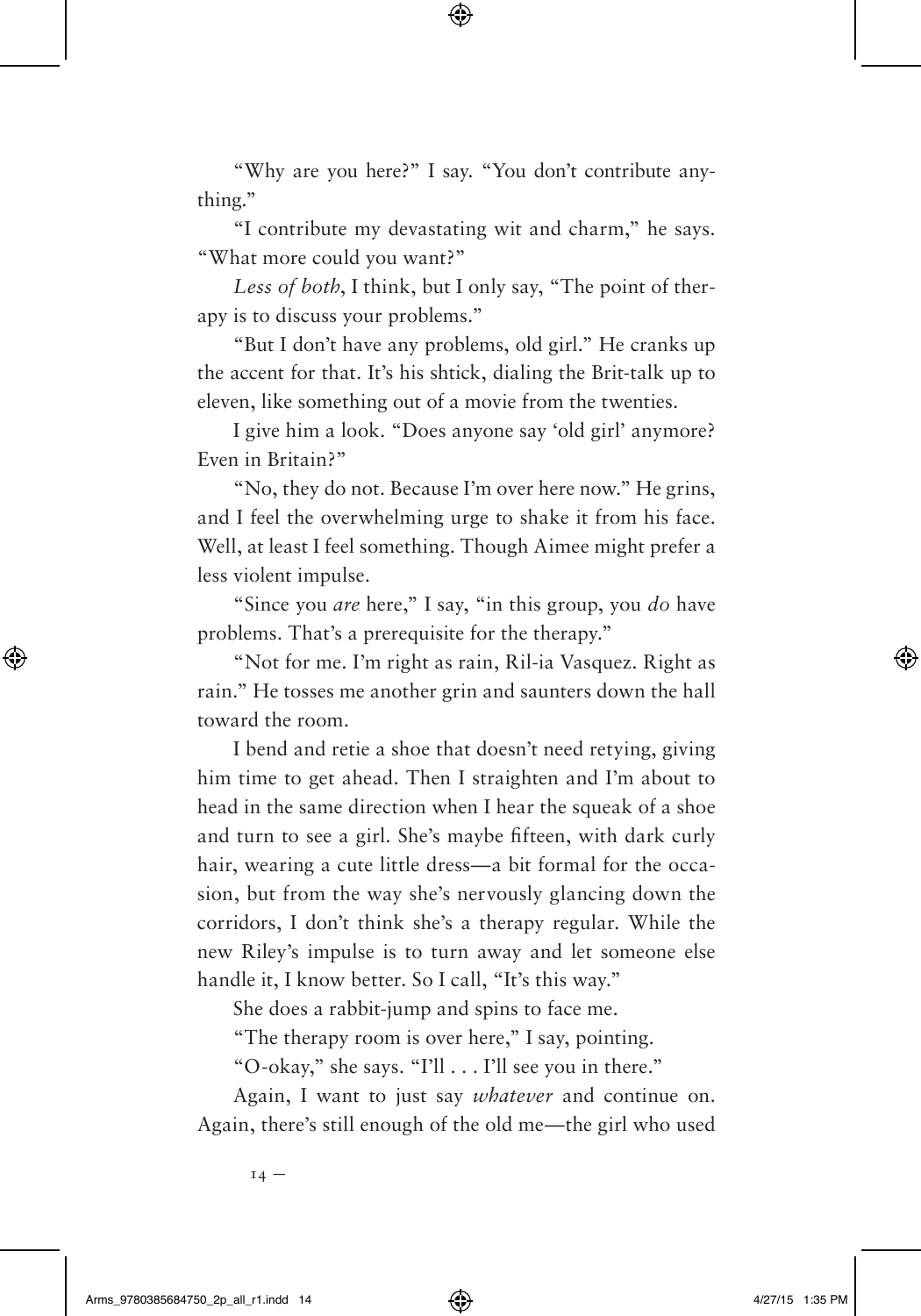"Why are you here?" I say. "You don't contribute anything."

"I contribute my devastating wit and charm," he says. "What more could you want?"

*Less of both*, I think, but I only say, "The point of therapy is to discuss your problems."

"But I don't have any problems, old girl." He cranks up the accent for that. It's his shtick, dialing the Brit-talk up to eleven, like something out of a movie from the twenties.

I give him a look. "Does anyone say 'old girl' anymore? Even in Britain?"

"No, they do not. Because I'm over here now." He grins, and I feel the overwhelming urge to shake it from his face. Well, at least I feel something. Though Aimee might prefer a less violent impulse.

"Since you *are* here," I say, "in this group, you *do* have problems. That's a prerequisite for the therapy."

"Not for me. I'm right as rain, Ril-ia Vasquez. Right as rain." He tosses me another grin and saunters down the hall toward the room.

I bend and retie a shoe that doesn't need retying, giving him time to get ahead. Then I straighten and I'm about to head in the same direction when I hear the squeak of a shoe and turn to see a girl. She's maybe fifteen, with dark curly hair, wearing a cute little dress—a bit formal for the occasion, but from the way she's nervously glancing down the corridors, I don't think she's a therapy regular. While the new Riley's impulse is to turn away and let someone else handle it, I know better. So I call, "It's this way."

She does a rabbit-jump and spins to face me.

"The therapy room is over here," I say, pointing.

"O-okay," she says. "I'll . . . I'll see you in there."

Again, I want to just say *whatever* and continue on. Again, there's still enough of the old me—the girl who used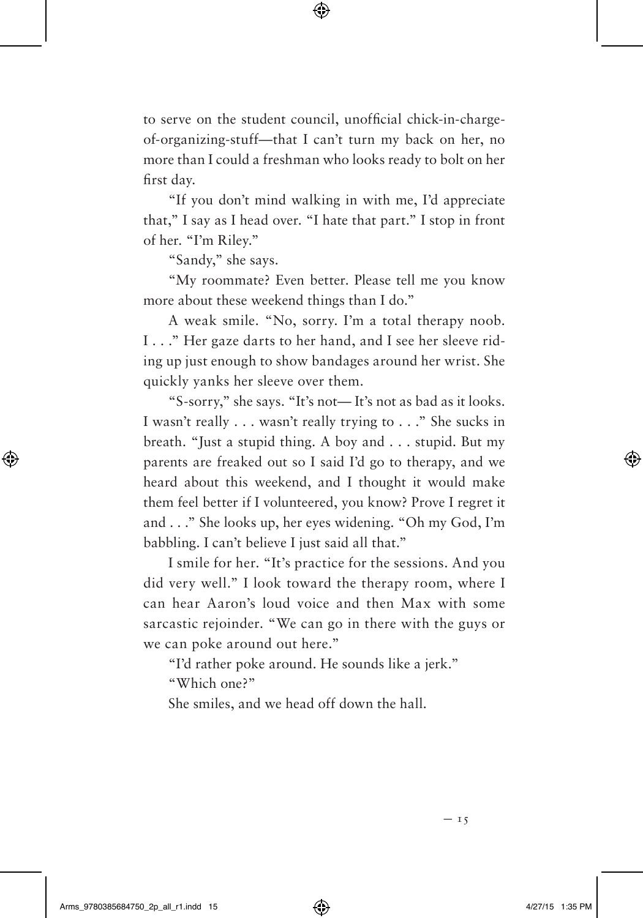to serve on the student council, unofficial chick-in-charge-of-organizing-stuff—that I can't turn my back on her, no more than I could a freshman who looks ready to bolt on her first day.

"If you don't mind walking in with me, I'd appreciate that," I say as I head over. "I hate that part." I stop in front of her. "I'm Riley."

"Sandy," she says.

"My roommate? Even better. Please tell me you know more about these weekend things than I do."

A weak smile. "No, sorry. I'm a total therapy noob. I . . ." Her gaze darts to her hand, and I see her sleeve riding up just enough to show bandages around her wrist. She quickly yanks her sleeve over them.

"S-sorry," she says. "It's not— It's not as bad as it looks. I wasn't really . . . wasn't really trying to . . ." She sucks in breath. "Just a stupid thing. A boy and . . . stupid. But my parents are freaked out so I said I'd go to therapy, and we heard about this weekend, and I thought it would make them feel better if I volunteered, you know? Prove I regret it and . . ." She looks up, her eyes widening. "Oh my God, I'm babbling. I can't believe I just said all that."

I smile for her. "It's practice for the sessions. And you did very well." I look toward the therapy room, where I can hear Aaron's loud voice and then Max with some sarcastic rejoinder. "We can go in there with the guys or we can poke around out here."

"I'd rather poke around. He sounds like a jerk."

"Which one?"

She smiles, and we head off down the hall.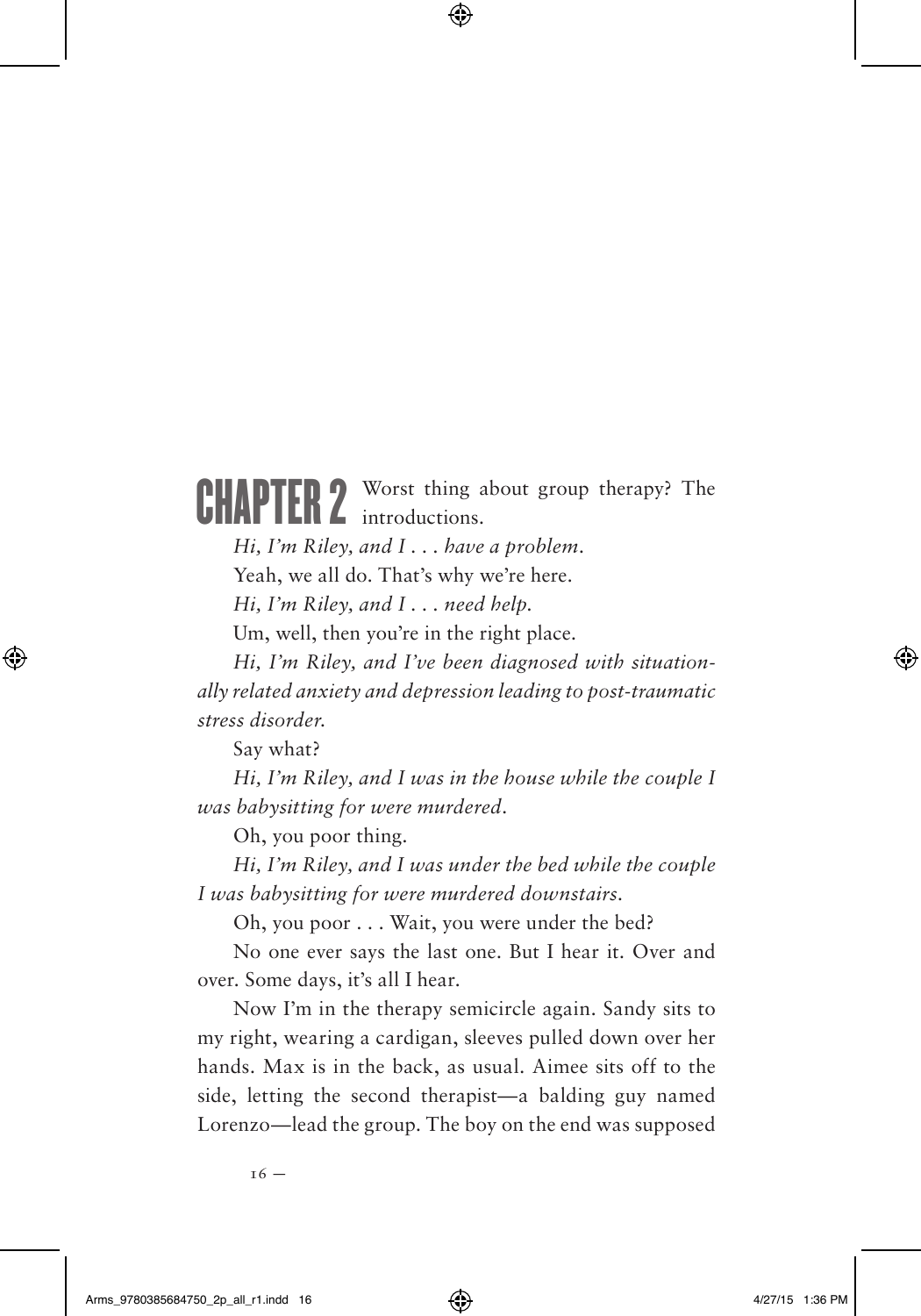# CHAPTER 2

Worst thing about group therapy? The introductions.

*Hi, I'm Riley, and I . . . have a problem.*

Yeah, we all do. That's why we're here.

*Hi, I'm Riley, and I . . . need help.*

Um, well, then you're in the right place.

*Hi, I'm Riley, and I've been diagnosed with situationally related anxiety and depression leading to post-traumatic stress disorder.*

Say what?

*Hi, I'm Riley, and I was in the house while the couple I was babysitting for were murdered.*

Oh, you poor thing.

*Hi, I'm Riley, and I was under the bed while the couple I was babysitting for were murdered downstairs.*

Oh, you poor . . . Wait, you were under the bed?

No one ever says the last one. But I hear it. Over and over. Some days, it's all I hear.

Now I'm in the therapy semicircle again. Sandy sits to my right, wearing a cardigan, sleeves pulled down over her hands. Max is in the back, as usual. Aimee sits off to the side, letting the second therapist—a balding guy named Lorenzo—lead the group. The boy on the end was supposed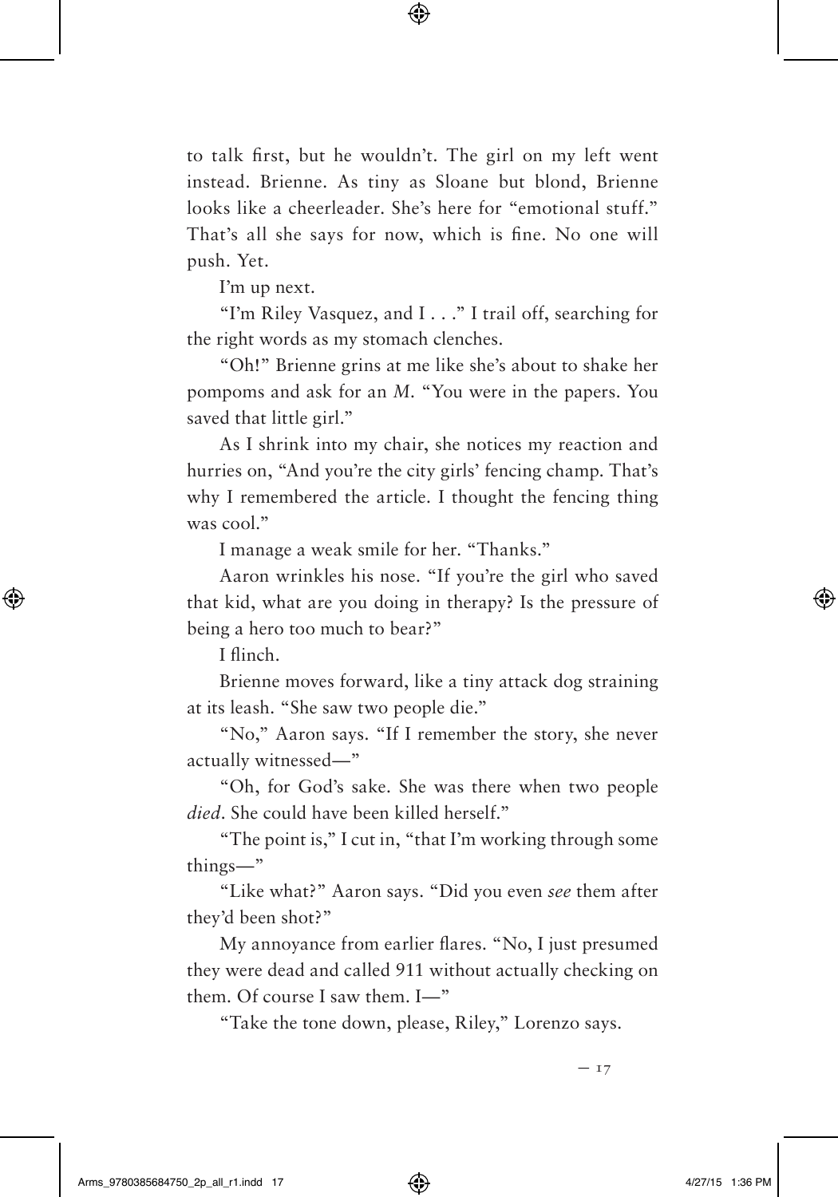to talk first, but he wouldn't. The girl on my left went instead. Brienne. As tiny as Sloane but blond, Brienne looks like a cheerleader. She's here for "emotional stuff." That's all she says for now, which is fine. No one will push. Yet.

I'm up next.

"I'm Riley Vasquez, and I . . ." I trail off, searching for the right words as my stomach clenches.

"Oh!" Brienne grins at me like she's about to shake her pompoms and ask for an *M*. "You were in the papers. You saved that little girl."

As I shrink into my chair, she notices my reaction and hurries on, "And you're the city girls' fencing champ. That's why I remembered the article. I thought the fencing thing was cool."

I manage a weak smile for her. "Thanks."

Aaron wrinkles his nose. "If you're the girl who saved that kid, what are you doing in therapy? Is the pressure of being a hero too much to bear?"

I flinch.

Brienne moves forward, like a tiny attack dog straining at its leash. "She saw two people die."

"No," Aaron says. "If I remember the story, she never actually witnessed—"

"Oh, for God's sake. She was there when two people *died*. She could have been killed herself."

"The point is," I cut in, "that I'm working through some things—"

"Like what?" Aaron says. "Did you even *see* them after they'd been shot?"

My annoyance from earlier flares. "No, I just presumed they were dead and called 911 without actually checking on them. Of course I saw them. I—"

"Take the tone down, please, Riley," Lorenzo says.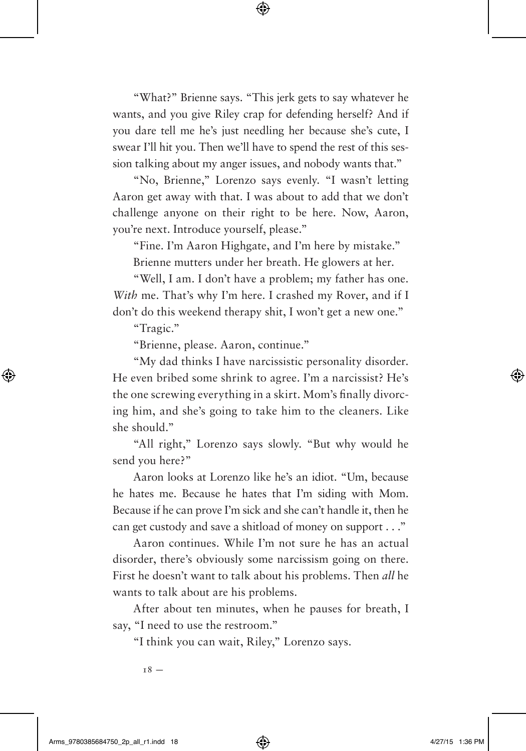"What?" Brienne says. "This jerk gets to say whatever he wants, and you give Riley crap for defending herself? And if you dare tell me he's just needling her because she's cute, I swear I'll hit you. Then we'll have to spend the rest of this session talking about my anger issues, and nobody wants that."

"No, Brienne," Lorenzo says evenly. "I wasn't letting Aaron get away with that. I was about to add that we don't challenge anyone on their right to be here. Now, Aaron, you're next. Introduce yourself, please."

"Fine. I'm Aaron Highgate, and I'm here by mistake."

Brienne mutters under her breath. He glowers at her.

"Well, I am. I don't have a problem; my father has one. *With* me. That's why I'm here. I crashed my Rover, and if I don't do this weekend therapy shit, I won't get a new one."

"Tragic."

"Brienne, please. Aaron, continue."

"My dad thinks I have narcissistic personality disorder. He even bribed some shrink to agree. I'm a narcissist? He's the one screwing everything in a skirt. Mom's finally divorcing him, and she's going to take him to the cleaners. Like she should."

"All right," Lorenzo says slowly. "But why would he send you here?"

Aaron looks at Lorenzo like he's an idiot. "Um, because he hates me. Because he hates that I'm siding with Mom. Because if he can prove I'm sick and she can't handle it, then he can get custody and save a shitload of money on support . . ."

Aaron continues. While I'm not sure he has an actual disorder, there's obviously some narcissism going on there. First he doesn't want to talk about his problems. Then *all* he wants to talk about are his problems.

After about ten minutes, when he pauses for breath, I say, "I need to use the restroom."

"I think you can wait, Riley," Lorenzo says.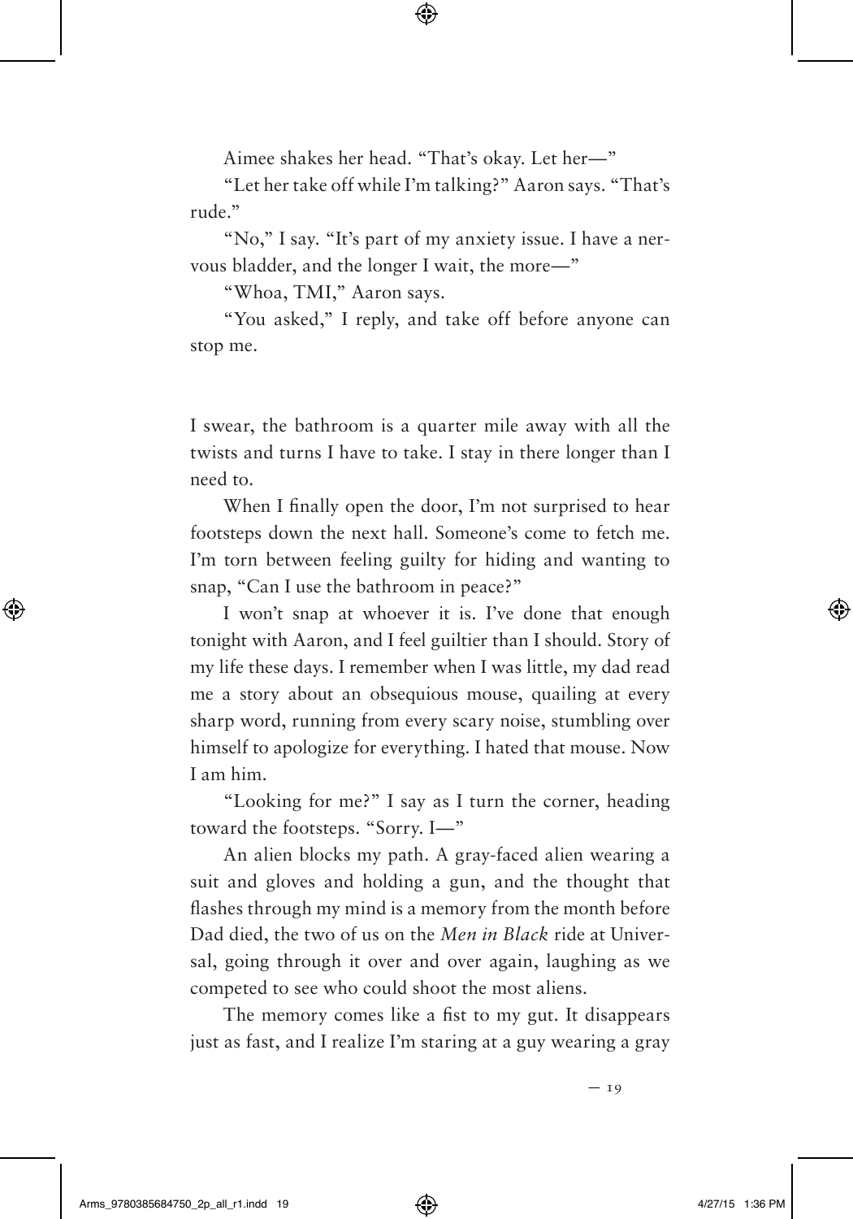Aimee shakes her head. "That's okay. Let her—"

"Let her take off while I'm talking?" Aaron says. "That's rude."

"No," I say. "It's part of my anxiety issue. I have a nervous bladder, and the longer I wait, the more—"

"Whoa, TMI," Aaron says.

"You asked," I reply, and take off before anyone can stop me.

I swear, the bathroom is a quarter mile away with all the twists and turns I have to take. I stay in there longer than I need to.

When I finally open the door, I'm not surprised to hear footsteps down the next hall. Someone's come to fetch me. I'm torn between feeling guilty for hiding and wanting to snap, "Can I use the bathroom in peace?"

I won't snap at whoever it is. I've done that enough tonight with Aaron, and I feel guiltier than I should. Story of my life these days. I remember when I was little, my dad read me a story about an obsequious mouse, quailing at every sharp word, running from every scary noise, stumbling over himself to apologize for everything. I hated that mouse. Now I am him.

"Looking for me?" I say as I turn the corner, heading toward the footsteps. "Sorry. I—"

An alien blocks my path. A gray-faced alien wearing a suit and gloves and holding a gun, and the thought that flashes through my mind is a memory from the month before Dad died, the two of us on the *Men in Black* ride at Universal, going through it over and over again, laughing as we competed to see who could shoot the most aliens.

The memory comes like a fist to my gut. It disappears just as fast, and I realize I'm staring at a guy wearing a gray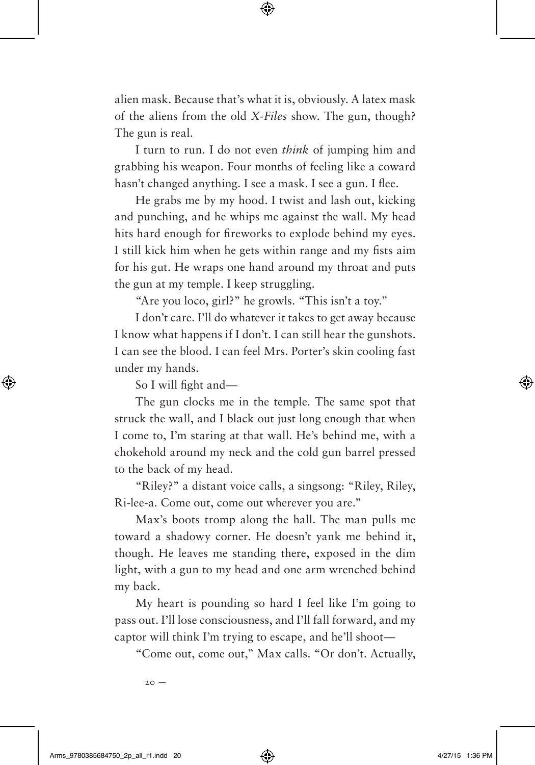alien mask. Because that's what it is, obviously. A latex mask of the aliens from the old *X-Files* show. The gun, though? The gun is real.

I turn to run. I do not even *think* of jumping him and grabbing his weapon. Four months of feeling like a coward hasn't changed anything. I see a mask. I see a gun. I flee.

He grabs me by my hood. I twist and lash out, kicking and punching, and he whips me against the wall. My head hits hard enough for fireworks to explode behind my eyes. I still kick him when he gets within range and my fists aim for his gut. He wraps one hand around my throat and puts the gun at my temple. I keep struggling.

"Are you loco, girl?" he growls. "This isn't a toy."

I don't care. I'll do whatever it takes to get away because I know what happens if I don't. I can still hear the gunshots. I can see the blood. I can feel Mrs. Porter's skin cooling fast under my hands.

So I will fight and—

The gun clocks me in the temple. The same spot that struck the wall, and I black out just long enough that when I come to, I'm staring at that wall. He's behind me, with a chokehold around my neck and the cold gun barrel pressed to the back of my head.

"Riley?" a distant voice calls, a singsong: "Riley, Riley, Ri-lee-a. Come out, come out wherever you are."

Max's boots tromp along the hall. The man pulls me toward a shadowy corner. He doesn't yank me behind it, though. He leaves me standing there, exposed in the dim light, with a gun to my head and one arm wrenched behind my back.

My heart is pounding so hard I feel like I'm going to pass out. I'll lose consciousness, and I'll fall forward, and my captor will think I'm trying to escape, and he'll shoot—

"Come out, come out," Max calls. "Or don't. Actually,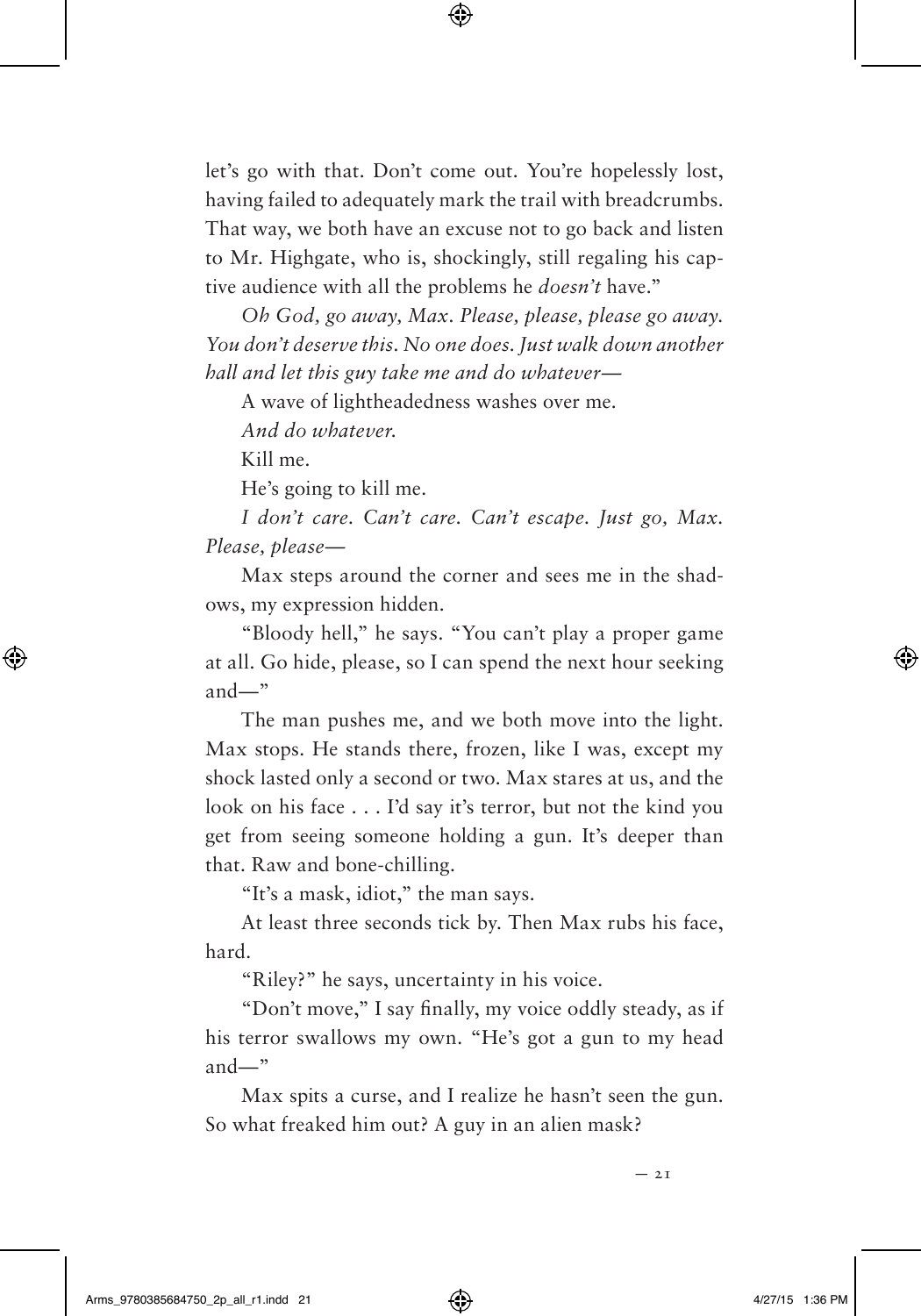let's go with that. Don't come out. You're hopelessly lost, having failed to adequately mark the trail with breadcrumbs. That way, we both have an excuse not to go back and listen to Mr. Highgate, who is, shockingly, still regaling his captive audience with all the problems he *doesn't* have."

*Oh God, go away, Max. Please, please, please go away. You don't deserve this. No one does. Just walk down another hall and let this guy take me and do whatever—*

A wave of lightheadedness washes over me.

*And do whatever.*

Kill me.

He's going to kill me.

*I don't care. Can't care. Can't escape. Just go, Max. Please, please—*

Max steps around the corner and sees me in the shadows, my expression hidden.

"Bloody hell," he says. "You can't play a proper game at all. Go hide, please, so I can spend the next hour seeking and—"

The man pushes me, and we both move into the light. Max stops. He stands there, frozen, like I was, except my shock lasted only a second or two. Max stares at us, and the look on his face . . . I'd say it's terror, but not the kind you get from seeing someone holding a gun. It's deeper than that. Raw and bone-chilling.

"It's a mask, idiot," the man says.

At least three seconds tick by. Then Max rubs his face, hard.

"Riley?" he says, uncertainty in his voice.

"Don't move," I say finally, my voice oddly steady, as if his terror swallows my own. "He's got a gun to my head and—"

Max spits a curse, and I realize he hasn't seen the gun. So what freaked him out? A guy in an alien mask?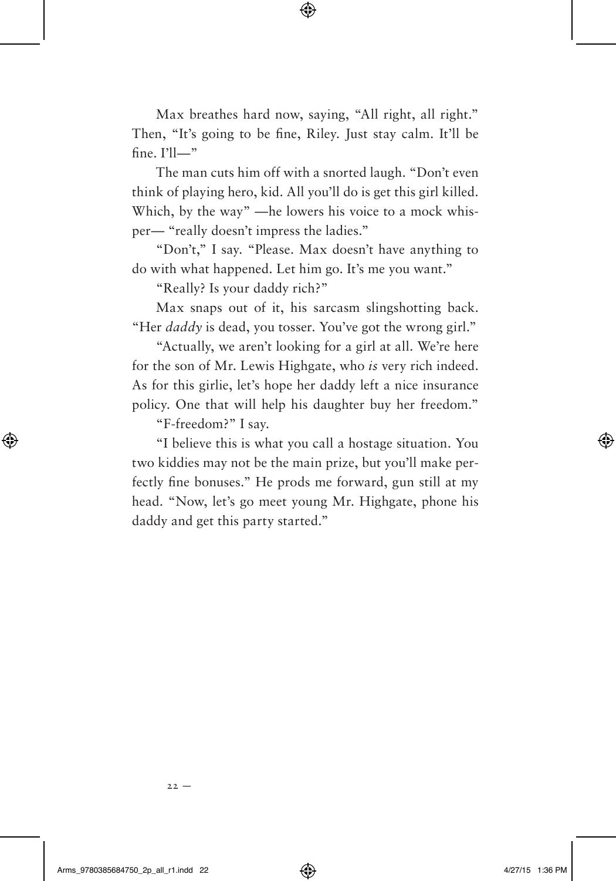Max breathes hard now, saying, "All right, all right." Then, "It's going to be fine, Riley. Just stay calm. It'll be fine. I'll—"

The man cuts him off with a snorted laugh. "Don't even think of playing hero, kid. All you'll do is get this girl killed. Which, by the way" —he lowers his voice to a mock whisper— "really doesn't impress the ladies."

"Don't," I say. "Please. Max doesn't have anything to do with what happened. Let him go. It's me you want."

"Really? Is your daddy rich?"

Max snaps out of it, his sarcasm slingshotting back. "Her *daddy* is dead, you tosser. You've got the wrong girl."

"Actually, we aren't looking for a girl at all. We're here for the son of Mr. Lewis Highgate, who *is* very rich indeed. As for this girlie, let's hope her daddy left a nice insurance policy. One that will help his daughter buy her freedom."

"F-freedom?" I say.

"I believe this is what you call a hostage situation. You two kiddies may not be the main prize, but you'll make perfectly fine bonuses." He prods me forward, gun still at my head. "Now, let's go meet young Mr. Highgate, phone his daddy and get this party started."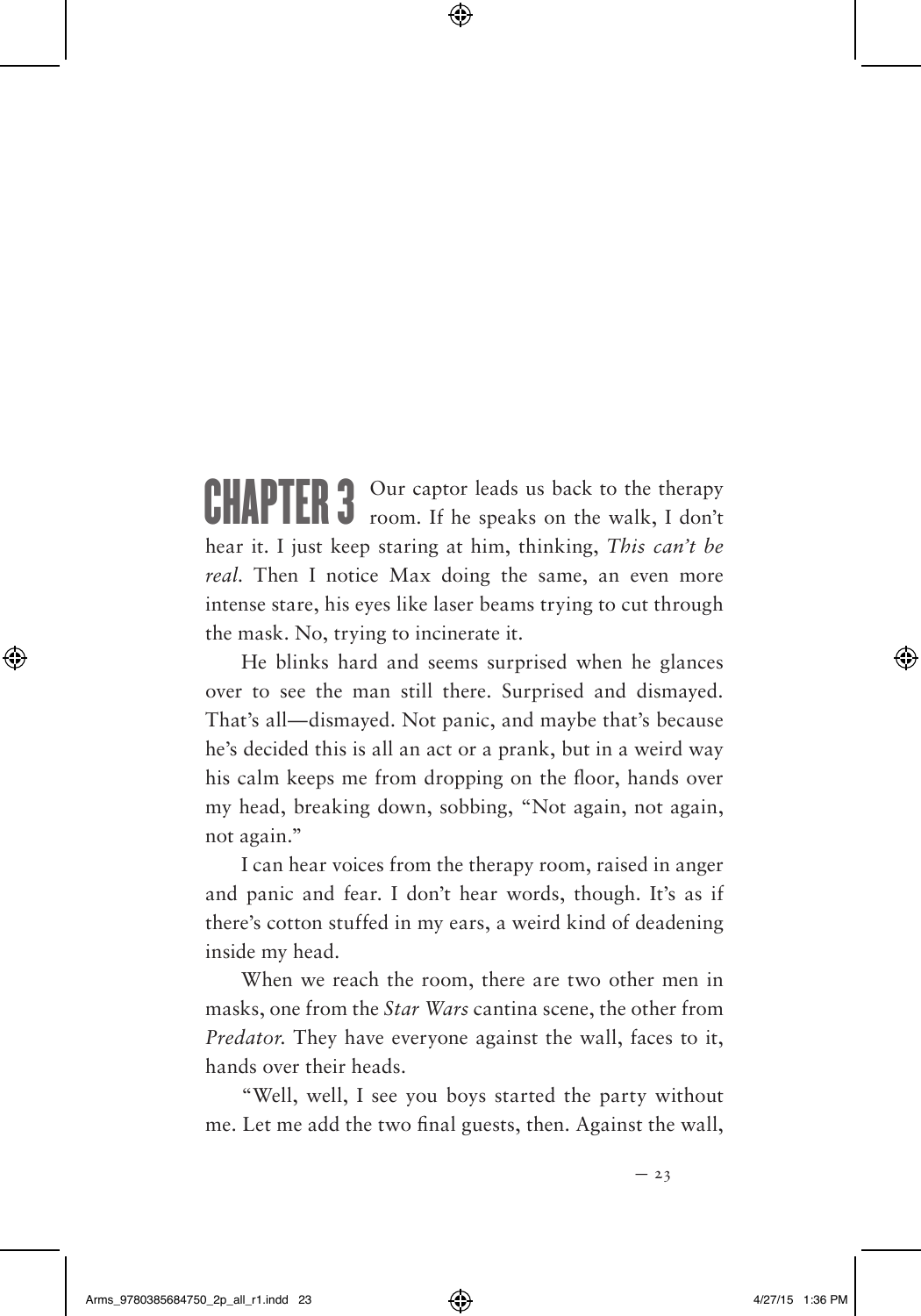# CHAPTER 3

Our captor leads us back to the therapy room. If he speaks on the walk, I don't hear it. I just keep staring at him, thinking, *This can't be real.* Then I notice Max doing the same, an even more intense stare, his eyes like laser beams trying to cut through the mask. No, trying to incinerate it.

He blinks hard and seems surprised when he glances over to see the man still there. Surprised and dismayed. That's all—dismayed. Not panic, and maybe that's because he's decided this is all an act or a prank, but in a weird way his calm keeps me from dropping on the floor, hands over my head, breaking down, sobbing, "Not again, not again, not again."

I can hear voices from the therapy room, raised in anger and panic and fear. I don't hear words, though. It's as if there's cotton stuffed in my ears, a weird kind of deadening inside my head.

When we reach the room, there are two other men in masks, one from the *Star Wars* cantina scene, the other from *Predator.* They have everyone against the wall, faces to it, hands over their heads.

"Well, well, I see you boys started the party without me. Let me add the two final guests, then. Against the wall,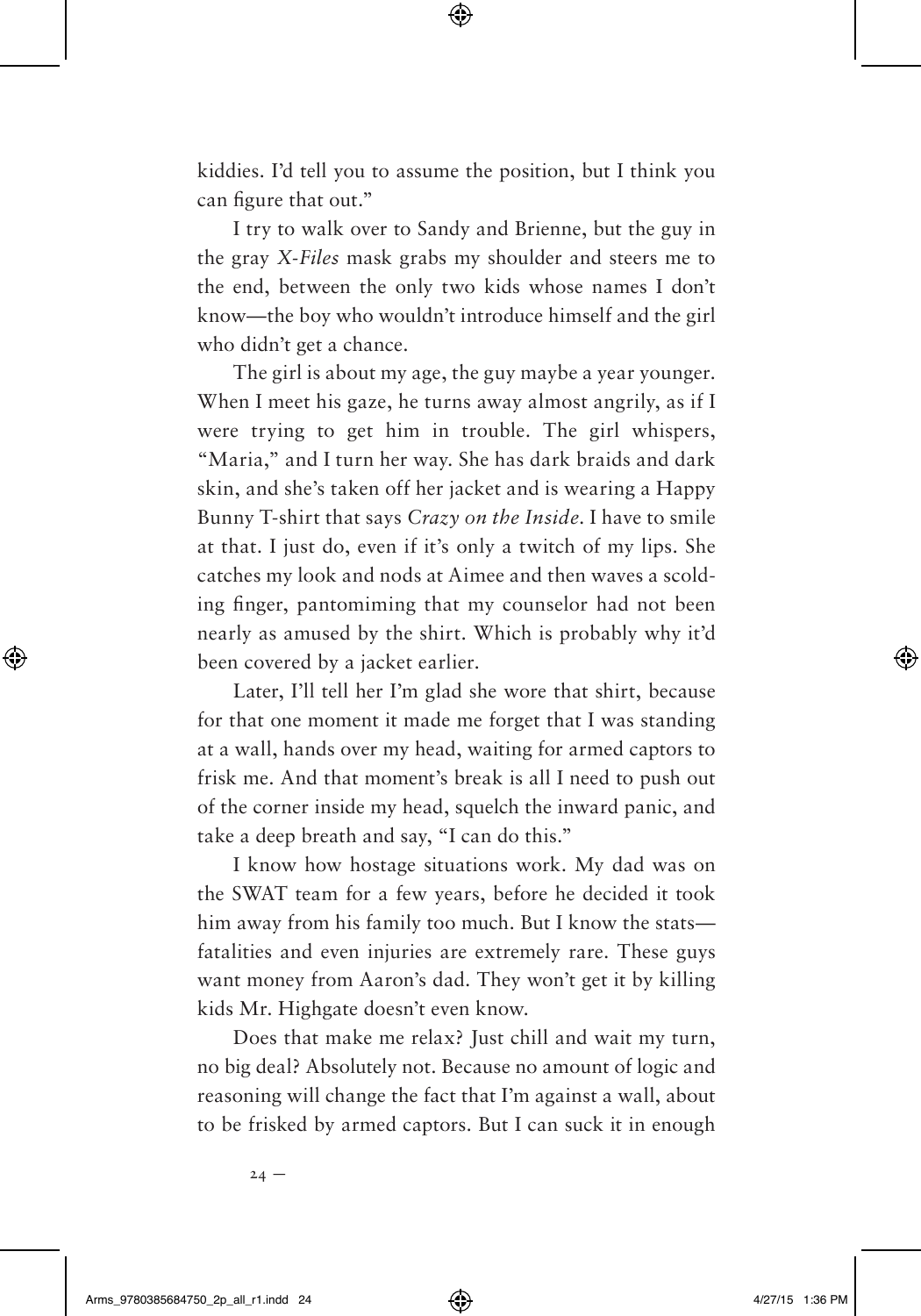kiddies. I'd tell you to assume the position, but I think you can figure that out."

I try to walk over to Sandy and Brienne, but the guy in the gray *X-Files* mask grabs my shoulder and steers me to the end, between the only two kids whose names I don't know—the boy who wouldn't introduce himself and the girl who didn't get a chance.

The girl is about my age, the guy maybe a year younger. When I meet his gaze, he turns away almost angrily, as if I were trying to get him in trouble. The girl whispers, "Maria," and I turn her way. She has dark braids and dark skin, and she's taken off her jacket and is wearing a Happy Bunny T-shirt that says *Crazy on the Inside*. I have to smile at that. I just do, even if it's only a twitch of my lips. She catches my look and nods at Aimee and then waves a scolding finger, pantomiming that my counselor had not been nearly as amused by the shirt. Which is probably why it'd been covered by a jacket earlier.

Later, I'll tell her I'm glad she wore that shirt, because for that one moment it made me forget that I was standing at a wall, hands over my head, waiting for armed captors to frisk me. And that moment's break is all I need to push out of the corner inside my head, squelch the inward panic, and take a deep breath and say, "I can do this."

I know how hostage situations work. My dad was on the SWAT team for a few years, before he decided it took him away from his family too much. But I know the stats—fatalities and even injuries are extremely rare. These guys want money from Aaron's dad. They won't get it by killing kids Mr. Highgate doesn't even know.

Does that make me relax? Just chill and wait my turn, no big deal? Absolutely not. Because no amount of logic and reasoning will change the fact that I'm against a wall, about to be frisked by armed captors. But I can suck it in enough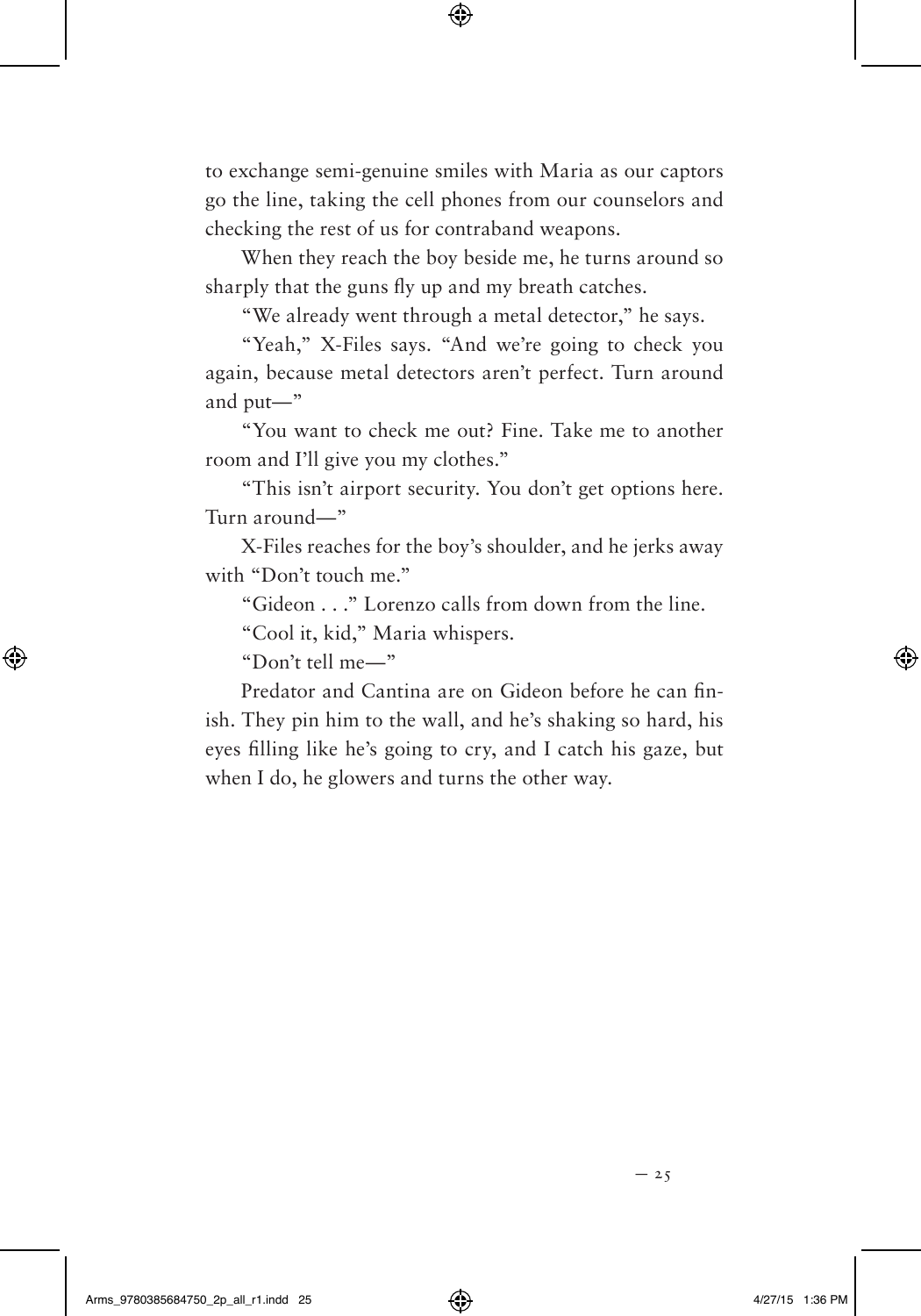to exchange semi-genuine smiles with Maria as our captors go the line, taking the cell phones from our counselors and checking the rest of us for contraband weapons.

When they reach the boy beside me, he turns around so sharply that the guns fly up and my breath catches.

"We already went through a metal detector," he says.

"Yeah," X-Files says. "And we're going to check you again, because metal detectors aren't perfect. Turn around and put—"

"You want to check me out? Fine. Take me to another room and I'll give you my clothes."

"This isn't airport security. You don't get options here. Turn around—"

X-Files reaches for the boy's shoulder, and he jerks away with "Don't touch me."

"Gideon . . ." Lorenzo calls from down from the line.

"Cool it, kid," Maria whispers.

"Don't tell me—"

Predator and Cantina are on Gideon before he can finish. They pin him to the wall, and he's shaking so hard, his eyes filling like he's going to cry, and I catch his gaze, but when I do, he glowers and turns the other way.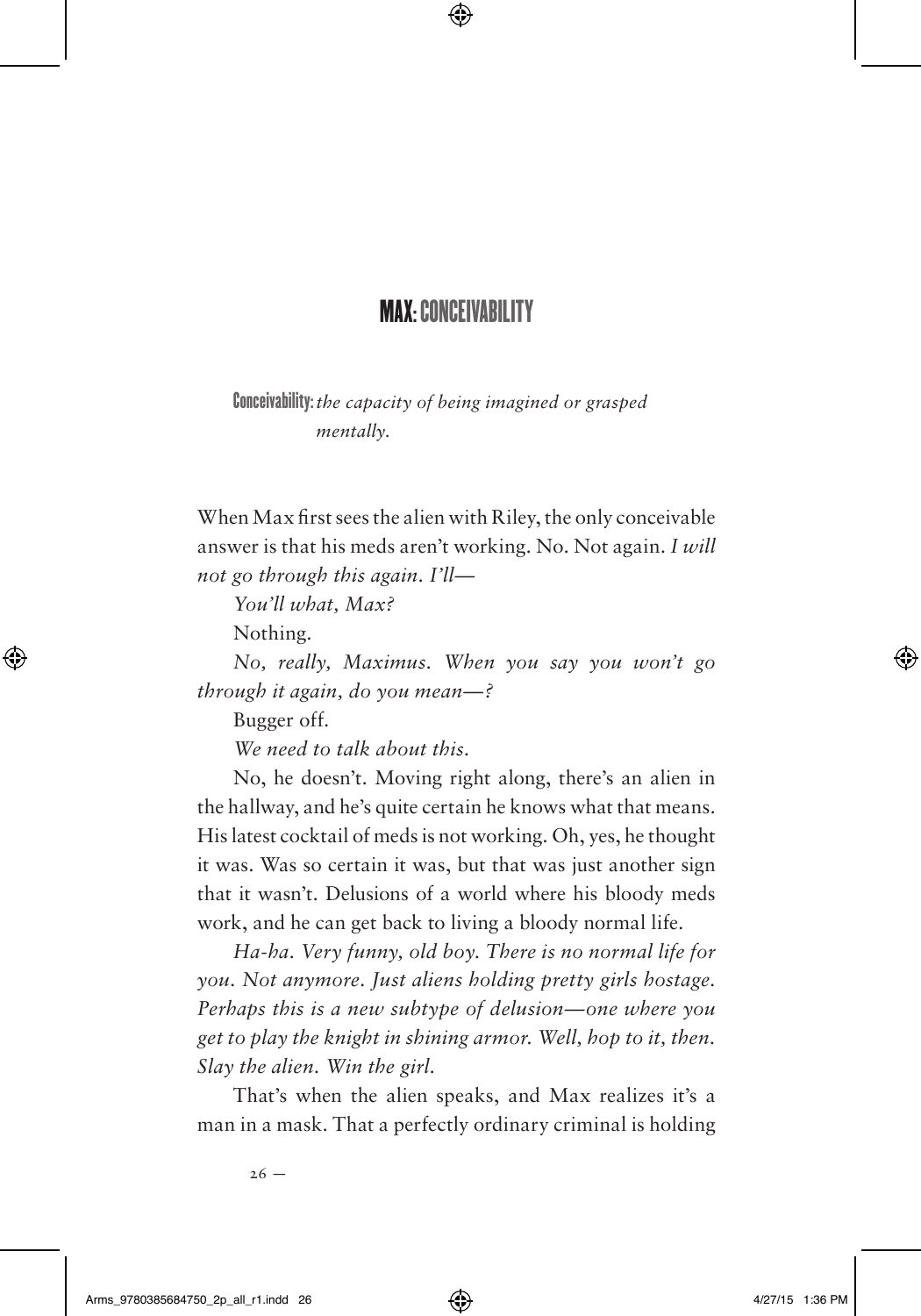## MAX: CONCEIVABILITY

**Conceivability:** *the capacity of being imagined or grasped mentally.*

When Max first sees the alien with Riley, the only conceivable answer is that his meds aren't working. No. Not again. *I will not go through this again. I'll—*

*You'll what, Max?*

Nothing.

*No, really, Maximus. When you say you won't go through it again, do you mean—?*

Bugger off.

*We need to talk about this.*

No, he doesn't. Moving right along, there's an alien in the hallway, and he's quite certain he knows what that means. His latest cocktail of meds is not working. Oh, yes, he thought it was. Was so certain it was, but that was just another sign that it wasn't. Delusions of a world where his bloody meds work, and he can get back to living a bloody normal life.

*Ha-ha. Very funny, old boy. There is no normal life for you. Not anymore. Just aliens holding pretty girls hostage. Perhaps this is a new subtype of delusion—one where you get to play the knight in shining armor. Well, hop to it, then. Slay the alien. Win the girl.*

That's when the alien speaks, and Max realizes it's a man in a mask. That a perfectly ordinary criminal is holding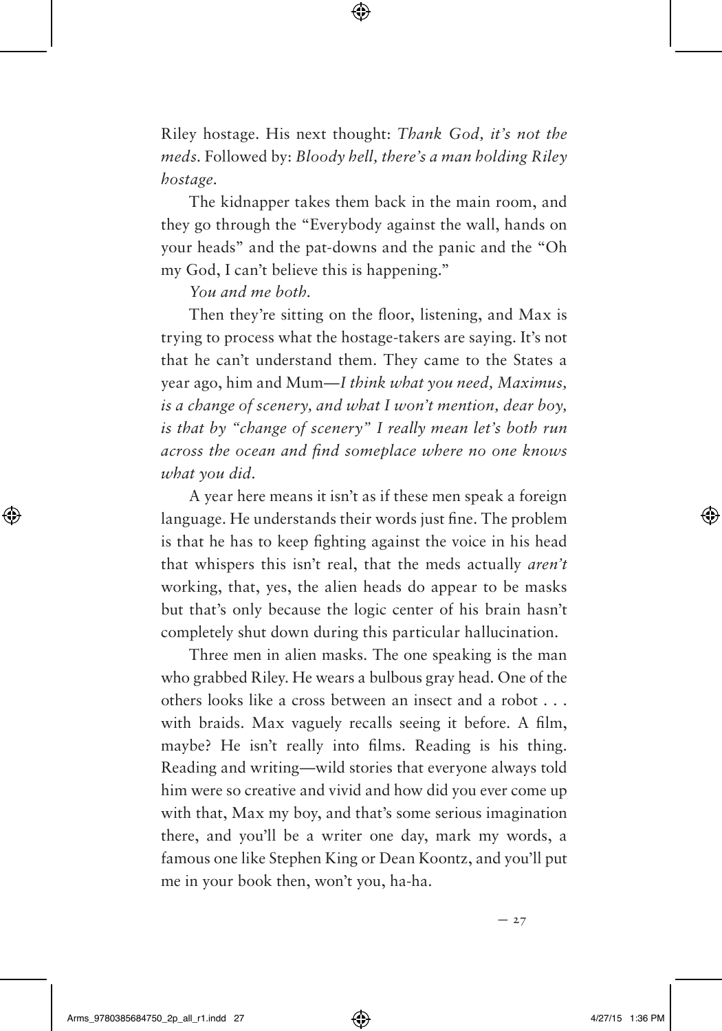Riley hostage. His next thought: *Thank God, it's not the meds.* Followed by: *Bloody hell, there's a man holding Riley hostage.*

The kidnapper takes them back in the main room, and they go through the "Everybody against the wall, hands on your heads" and the pat-downs and the panic and the "Oh my God, I can't believe this is happening."

*You and me both.*

Then they're sitting on the floor, listening, and Max is trying to process what the hostage-takers are saying. It's not that he can't understand them. They came to the States a year ago, him and Mum—*I think what you need, Maximus, is a change of scenery, and what I won't mention, dear boy, is that by "change of scenery" I really mean let's both run across the ocean and find someplace where no one knows what you did.*

A year here means it isn't as if these men speak a foreign language. He understands their words just fine. The problem is that he has to keep fighting against the voice in his head that whispers this isn't real, that the meds actually *aren't* working, that, yes, the alien heads do appear to be masks but that's only because the logic center of his brain hasn't completely shut down during this particular hallucination.

Three men in alien masks. The one speaking is the man who grabbed Riley. He wears a bulbous gray head. One of the others looks like a cross between an insect and a robot . . . with braids. Max vaguely recalls seeing it before. A film, maybe? He isn't really into films. Reading is his thing. Reading and writing—wild stories that everyone always told him were so creative and vivid and how did you ever come up with that, Max my boy, and that's some serious imagination there, and you'll be a writer one day, mark my words, a famous one like Stephen King or Dean Koontz, and you'll put me in your book then, won't you, ha-ha.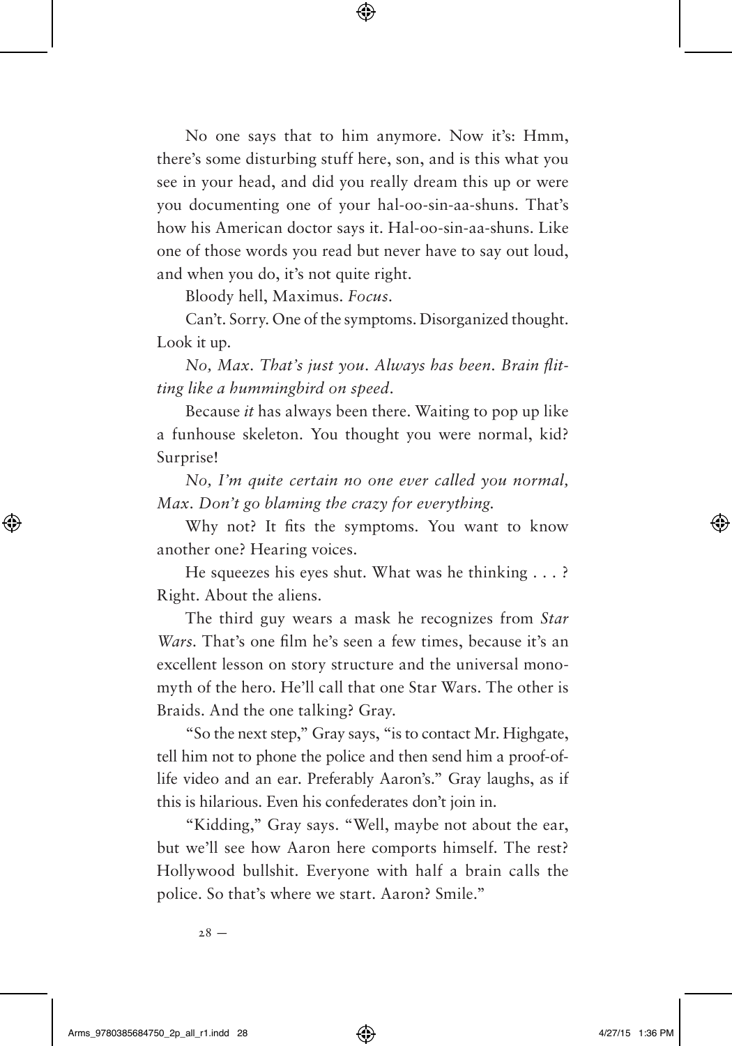No one says that to him anymore. Now it's: Hmm, there's some disturbing stuff here, son, and is this what you see in your head, and did you really dream this up or were you documenting one of your hal-oo-sin-aa-shuns. That's how his American doctor says it. Hal-oo-sin-aa-shuns. Like one of those words you read but never have to say out loud, and when you do, it's not quite right.

Bloody hell, Maximus. *Focus.*

Can't. Sorry. One of the symptoms. Disorganized thought. Look it up.

*No, Max. That's just you. Always has been. Brain flitting like a hummingbird on speed.*

Because *it* has always been there. Waiting to pop up like a funhouse skeleton. You thought you were normal, kid? Surprise!

*No, I'm quite certain no one ever called you normal, Max. Don't go blaming the crazy for everything.*

Why not? It fits the symptoms. You want to know another one? Hearing voices.

He squeezes his eyes shut. What was he thinking . . . ? Right. About the aliens.

The third guy wears a mask he recognizes from *Star Wars.* That's one film he's seen a few times, because it's an excellent lesson on story structure and the universal monomyth of the hero. He'll call that one Star Wars. The other is Braids. And the one talking? Gray.

"So the next step," Gray says, "is to contact Mr. Highgate, tell him not to phone the police and then send him a proof-of-life video and an ear. Preferably Aaron's." Gray laughs, as if this is hilarious. Even his confederates don't join in.

"Kidding," Gray says. "Well, maybe not about the ear, but we'll see how Aaron here comports himself. The rest? Hollywood bullshit. Everyone with half a brain calls the police. So that's where we start. Aaron? Smile."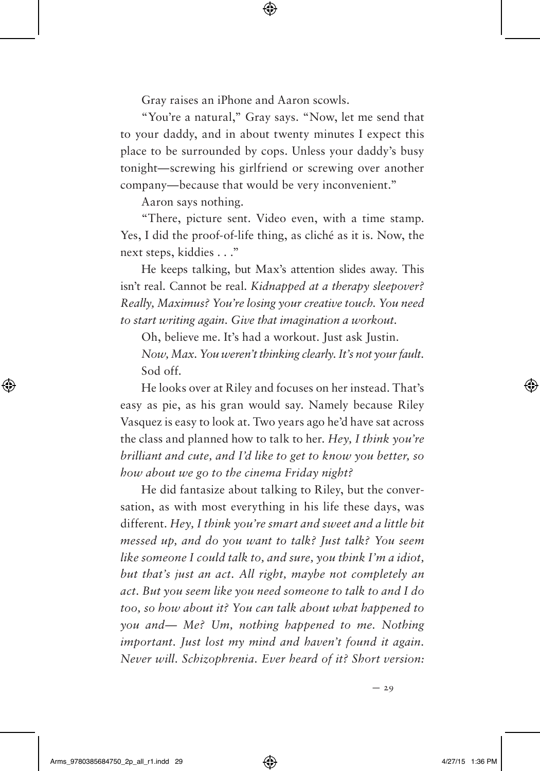Gray raises an iPhone and Aaron scowls.

"You're a natural," Gray says. "Now, let me send that to your daddy, and in about twenty minutes I expect this place to be surrounded by cops. Unless your daddy's busy tonight—screwing his girlfriend or screwing over another company—because that would be very inconvenient."

Aaron says nothing.

"There, picture sent. Video even, with a time stamp. Yes, I did the proof-of-life thing, as cliché as it is. Now, the next steps, kiddies . . ."

He keeps talking, but Max's attention slides away. This isn't real. Cannot be real. *Kidnapped at a therapy sleepover? Really, Maximus? You're losing your creative touch. You need to start writing again. Give that imagination a workout.*

Oh, believe me. It's had a workout. Just ask Justin.

*Now, Max. You weren't thinking clearly. It's not your fault.*

Sod off.

He looks over at Riley and focuses on her instead. That's easy as pie, as his gran would say. Namely because Riley Vasquez is easy to look at. Two years ago he'd have sat across the class and planned how to talk to her. *Hey, I think you're brilliant and cute, and I'd like to get to know you better, so how about we go to the cinema Friday night?*

He did fantasize about talking to Riley, but the conversation, as with most everything in his life these days, was different. *Hey, I think you're smart and sweet and a little bit messed up, and do you want to talk? Just talk? You seem like someone I could talk to, and sure, you think I'm a idiot, but that's just an act. All right, maybe not completely an act. But you seem like you need someone to talk to and I do too, so how about it? You can talk about what happened to you and— Me? Um, nothing happened to me. Nothing important. Just lost my mind and haven't found it again. Never will. Schizophrenia. Ever heard of it? Short version:*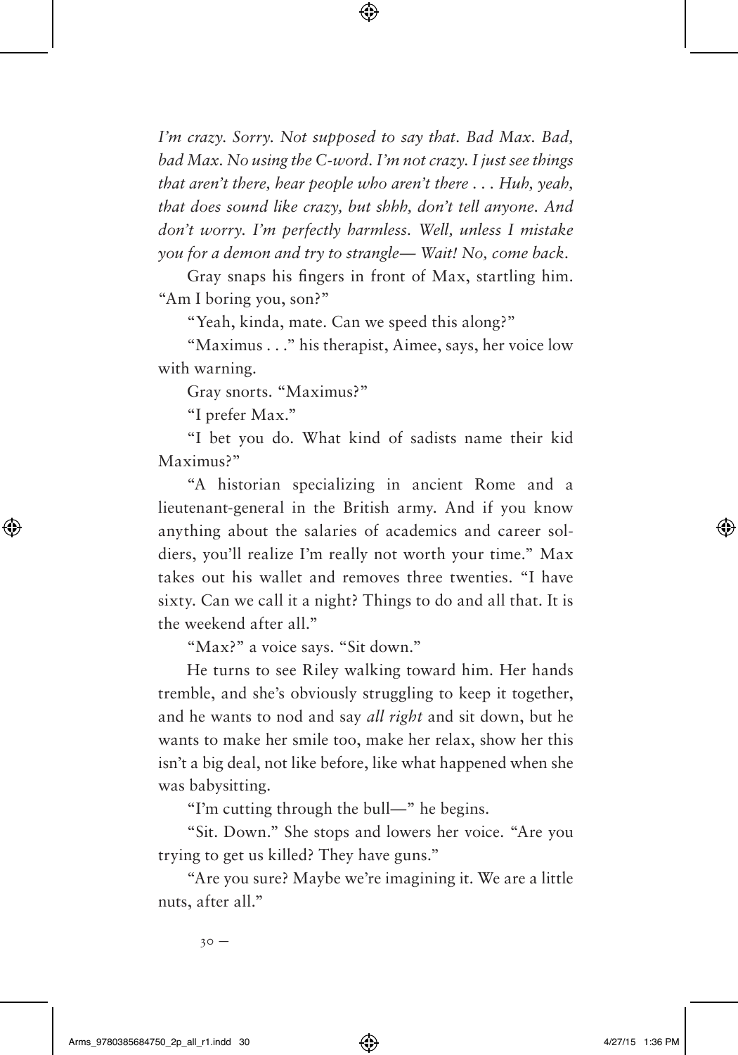*I'm crazy. Sorry. Not supposed to say that. Bad Max. Bad, bad Max. No using the C-word. I'm not crazy. I just see things that aren't there, hear people who aren't there . . . Huh, yeah, that does sound like crazy, but shhh, don't tell anyone. And don't worry. I'm perfectly harmless. Well, unless I mistake you for a demon and try to strangle— Wait! No, come back.*

Gray snaps his fingers in front of Max, startling him. "Am I boring you, son?"

"Yeah, kinda, mate. Can we speed this along?"

"Maximus . . ." his therapist, Aimee, says, her voice low with warning.

Gray snorts. "Maximus?"

"I prefer Max."

"I bet you do. What kind of sadists name their kid Maximus?"

"A historian specializing in ancient Rome and a lieutenant-general in the British army. And if you know anything about the salaries of academics and career soldiers, you'll realize I'm really not worth your time." Max takes out his wallet and removes three twenties. "I have sixty. Can we call it a night? Things to do and all that. It is the weekend after all."

"Max?" a voice says. "Sit down."

He turns to see Riley walking toward him. Her hands tremble, and she's obviously struggling to keep it together, and he wants to nod and say *all right* and sit down, but he wants to make her smile too, make her relax, show her this isn't a big deal, not like before, like what happened when she was babysitting.

"I'm cutting through the bull—" he begins.

"Sit. Down." She stops and lowers her voice. "Are you trying to get us killed? They have guns."

"Are you sure? Maybe we're imagining it. We are a little nuts, after all."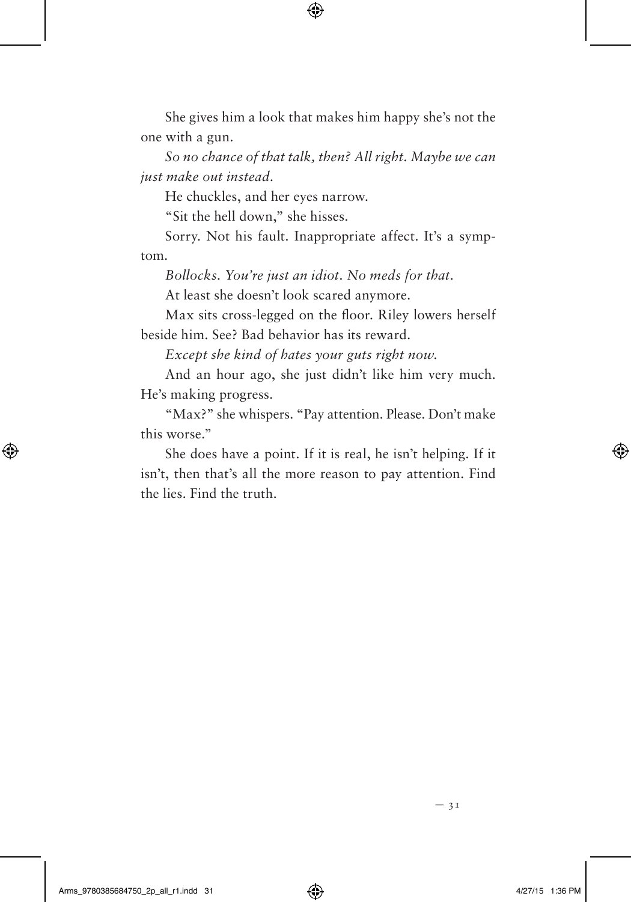She gives him a look that makes him happy she's not the one with a gun.

*So no chance of that talk, then? All right. Maybe we can just make out instead.*

He chuckles, and her eyes narrow.

"Sit the hell down," she hisses.

Sorry. Not his fault. Inappropriate affect. It's a symptom.

*Bollocks. You're just an idiot. No meds for that.*

At least she doesn't look scared anymore.

Max sits cross-legged on the floor. Riley lowers herself beside him. See? Bad behavior has its reward.

*Except she kind of hates your guts right now.*

And an hour ago, she just didn't like him very much. He's making progress.

"Max?" she whispers. "Pay attention. Please. Don't make this worse."

She does have a point. If it is real, he isn't helping. If it isn't, then that's all the more reason to pay attention. Find the lies. Find the truth.